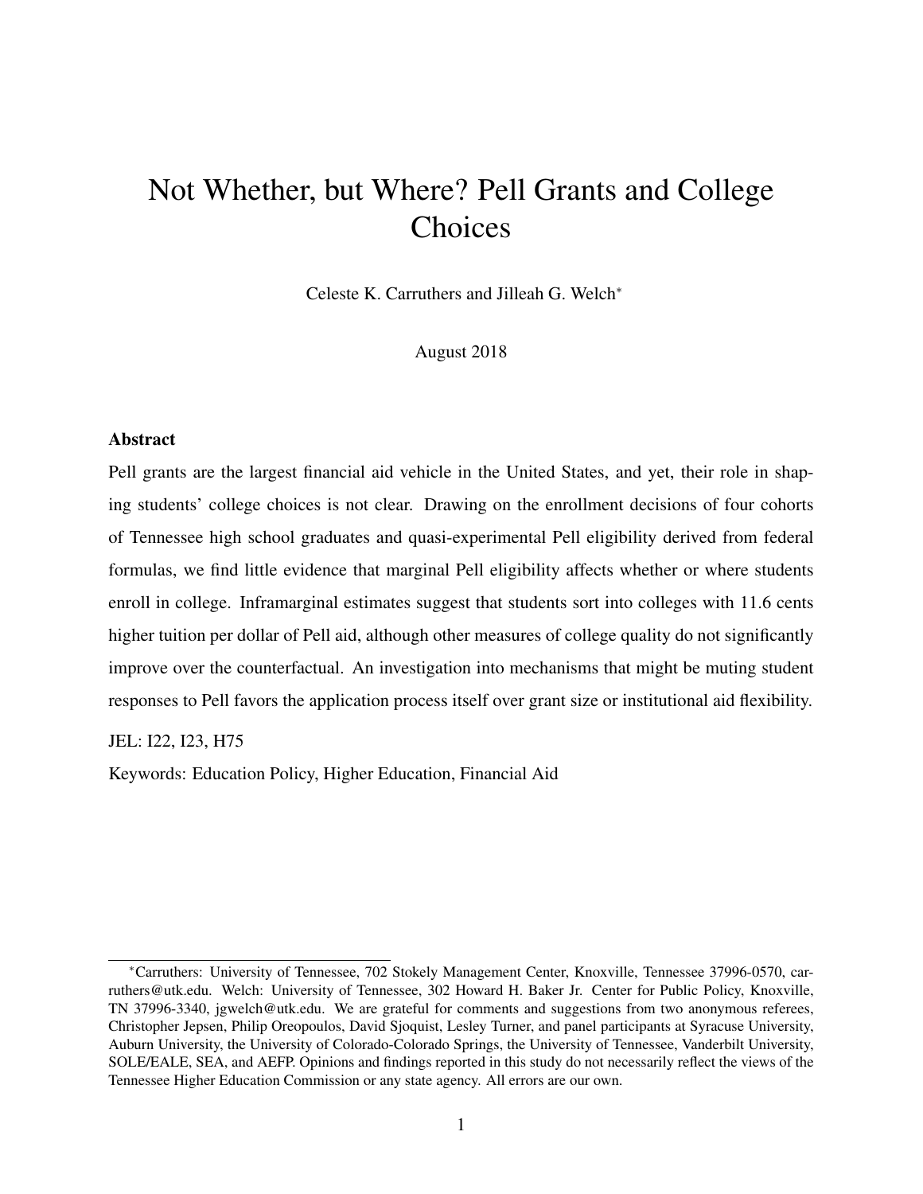# Not Whether, but Where? Pell Grants and College Choices

Celeste K. Carruthers and Jilleah G. Welch*

August 2018

**Abstract**

Pell grants are the largest financial aid vehicle in the United States, and yet, their role in shaping students' college choices is not clear. Drawing on the enrollment decisions of four cohorts of Tennessee high school graduates and quasi-experimental Pell eligibility derived from federal formulas, we find little evidence that marginal Pell eligibility affects whether or where students enroll in college. Inframarginal estimates suggest that students sort into colleges with 11.6 cents higher tuition per dollar of Pell aid, although other measures of college quality do not significantly improve over the counterfactual. An investigation into mechanisms that might be muting student responses to Pell favors the application process itself over grant size or institutional aid flexibility.

JEL: I22, I23, H75

Keywords: Education Policy, Higher Education, Financial Aid

---

*Carruthers: University of Tennessee, 702 Stokely Management Center, Knoxville, Tennessee 37996-0570, carruthers@utk.edu. Welch: University of Tennessee, 302 Howard H. Baker Jr. Center for Public Policy, Knoxville, TN 37996-3340, jgwelch@utk.edu. We are grateful for comments and suggestions from two anonymous referees, Christopher Jepsen, Philip Oreopoulos, David Sjoquist, Lesley Turner, and panel participants at Syracuse University, Auburn University, the University of Colorado-Colorado Springs, the University of Tennessee, Vanderbilt University, SOLE/EALE, SEA, and AEFP. Opinions and findings reported in this study do not necessarily reflect the views of the Tennessee Higher Education Commission or any state agency. All errors are our own.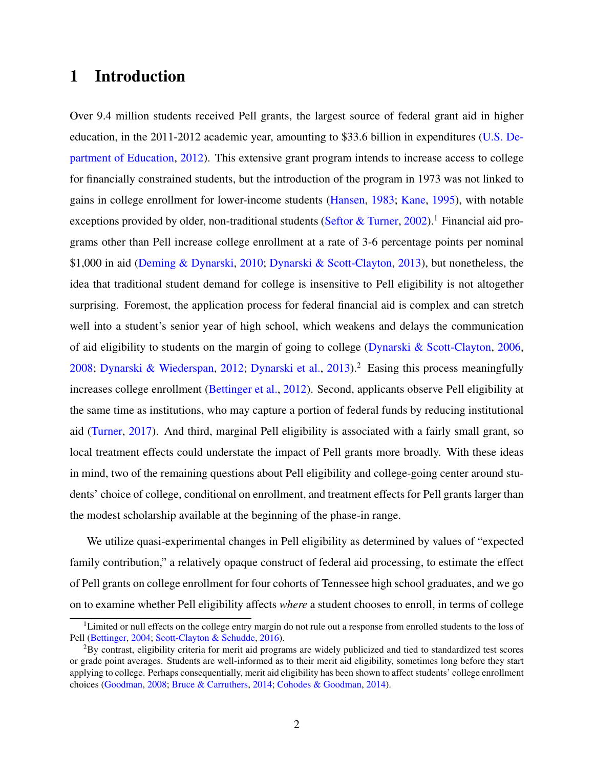# 1 Introduction

Over 9.4 million students received Pell grants, the largest source of federal grant aid in higher education, in the 2011-2012 academic year, amounting to $33.6 billion in expenditures (U.S. Department of Education, 2012). This extensive grant program intends to increase access to college for financially constrained students, but the introduction of the program in 1973 was not linked to gains in college enrollment for lower-income students (Hansen, 1983; Kane, 1995), with notable exceptions provided by older, non-traditional students (Seftor & Turner, 2002).[1] Financial aid programs other than Pell increase college enrollment at a rate of 3-6 percentage points per nominal $1,000 in aid (Deming & Dynarski, 2010; Dynarski & Scott-Clayton, 2013), but nonetheless, the idea that traditional student demand for college is insensitive to Pell eligibility is not altogether surprising. Foremost, the application process for federal financial aid is complex and can stretch well into a student's senior year of high school, which weakens and delays the communication of aid eligibility to students on the margin of going to college (Dynarski & Scott-Clayton, 2006, 2008; Dynarski & Wiederspan, 2012; Dynarski et al., 2013).[2] Easing this process meaningfully increases college enrollment (Bettinger et al., 2012). Second, applicants observe Pell eligibility at the same time as institutions, who may capture a portion of federal funds by reducing institutional aid (Turner, 2017). And third, marginal Pell eligibility is associated with a fairly small grant, so local treatment effects could understate the impact of Pell grants more broadly. With these ideas in mind, two of the remaining questions about Pell eligibility and college-going center around students' choice of college, conditional on enrollment, and treatment effects for Pell grants larger than the modest scholarship available at the beginning of the phase-in range.

We utilize quasi-experimental changes in Pell eligibility as determined by values of "expected family contribution," a relatively opaque construct of federal aid processing, to estimate the effect of Pell grants on college enrollment for four cohorts of Tennessee high school graduates, and we go on to examine whether Pell eligibility affects *where* a student chooses to enroll, in terms of college

[1] Limited or null effects on the college entry margin do not rule out a response from enrolled students to the loss of Pell (Bettinger, 2004; Scott-Clayton & Schudde, 2016).

[2] By contrast, eligibility criteria for merit aid programs are widely publicized and tied to standardized test scores or grade point averages. Students are well-informed as to their merit aid eligibility, sometimes long before they start applying to college. Perhaps consequentially, merit aid eligibility has been shown to affect students' college enrollment choices (Goodman, 2008; Bruce & Carruthers, 2014; Cohodes & Goodman, 2014).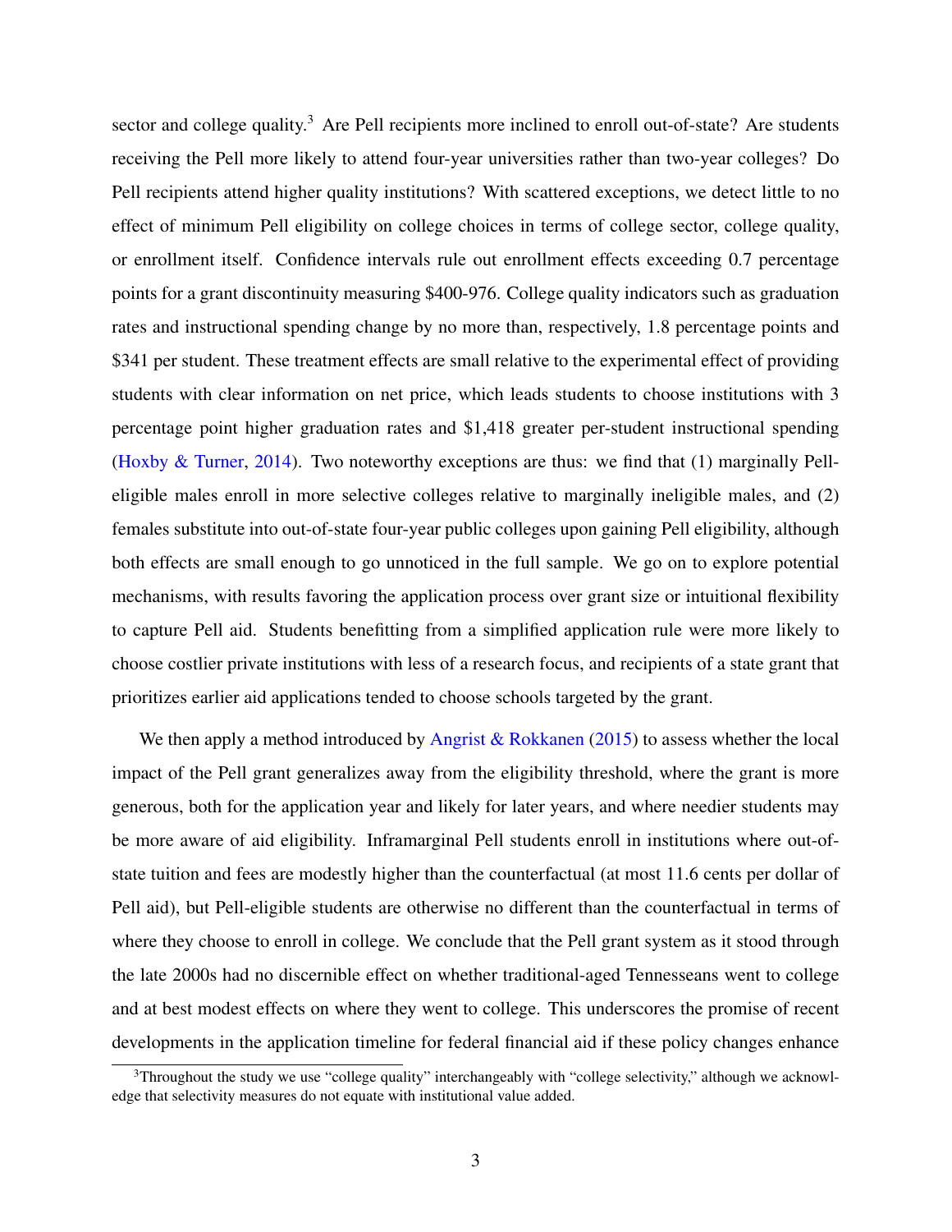sector and college quality.[3] Are Pell recipients more inclined to enroll out-of-state? Are students receiving the Pell more likely to attend four-year universities rather than two-year colleges? Do Pell recipients attend higher quality institutions? With scattered exceptions, we detect little to no effect of minimum Pell eligibility on college choices in terms of college sector, college quality, or enrollment itself. Confidence intervals rule out enrollment effects exceeding 0.7 percentage points for a grant discontinuity measuring $400-976. College quality indicators such as graduation rates and instructional spending change by no more than, respectively, 1.8 percentage points and $341 per student. These treatment effects are small relative to the experimental effect of providing students with clear information on net price, which leads students to choose institutions with 3 percentage point higher graduation rates and $1,418 greater per-student instructional spending (Hoxby & Turner, 2014). Two noteworthy exceptions are thus: we find that (1) marginally Pell-eligible males enroll in more selective colleges relative to marginally ineligible males, and (2) females substitute into out-of-state four-year public colleges upon gaining Pell eligibility, although both effects are small enough to go unnoticed in the full sample. We go on to explore potential mechanisms, with results favoring the application process over grant size or intuitional flexibility to capture Pell aid. Students benefitting from a simplified application rule were more likely to choose costlier private institutions with less of a research focus, and recipients of a state grant that prioritizes earlier aid applications tended to choose schools targeted by the grant.

We then apply a method introduced by Angrist & Rokkanen (2015) to assess whether the local impact of the Pell grant generalizes away from the eligibility threshold, where the grant is more generous, both for the application year and likely for later years, and where needier students may be more aware of aid eligibility. Inframarginal Pell students enroll in institutions where out-of-state tuition and fees are modestly higher than the counterfactual (at most 11.6 cents per dollar of Pell aid), but Pell-eligible students are otherwise no different than the counterfactual in terms of where they choose to enroll in college. We conclude that the Pell grant system as it stood through the late 2000s had no discernible effect on whether traditional-aged Tennesseans went to college and at best modest effects on where they went to college. This underscores the promise of recent developments in the application timeline for federal financial aid if these policy changes enhance

[3] Throughout the study we use "college quality" interchangeably with "college selectivity," although we acknowledge that selectivity measures do not equate with institutional value added.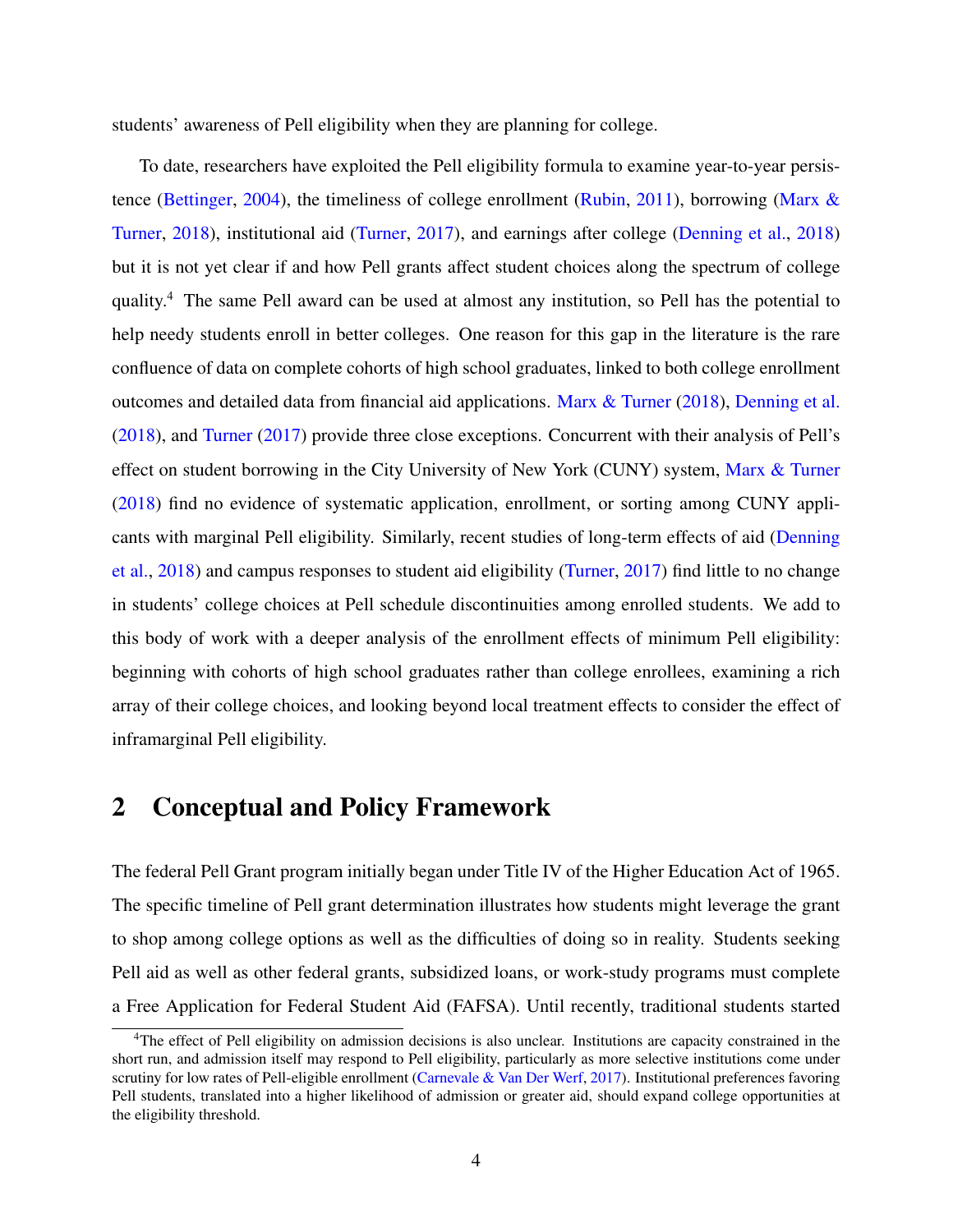students' awareness of Pell eligibility when they are planning for college.

To date, researchers have exploited the Pell eligibility formula to examine year-to-year persistence (Bettinger, 2004), the timeliness of college enrollment (Rubin, 2011), borrowing (Marx & Turner, 2018), institutional aid (Turner, 2017), and earnings after college (Denning et al., 2018) but it is not yet clear if and how Pell grants affect student choices along the spectrum of college quality.[4] The same Pell award can be used at almost any institution, so Pell has the potential to help needy students enroll in better colleges. One reason for this gap in the literature is the rare confluence of data on complete cohorts of high school graduates, linked to both college enrollment outcomes and detailed data from financial aid applications. Marx & Turner (2018), Denning et al. (2018), and Turner (2017) provide three close exceptions. Concurrent with their analysis of Pell's effect on student borrowing in the City University of New York (CUNY) system, Marx & Turner (2018) find no evidence of systematic application, enrollment, or sorting among CUNY applicants with marginal Pell eligibility. Similarly, recent studies of long-term effects of aid (Denning et al., 2018) and campus responses to student aid eligibility (Turner, 2017) find little to no change in students' college choices at Pell schedule discontinuities among enrolled students. We add to this body of work with a deeper analysis of the enrollment effects of minimum Pell eligibility: beginning with cohorts of high school graduates rather than college enrollees, examining a rich array of their college choices, and looking beyond local treatment effects to consider the effect of inframarginal Pell eligibility.

# 2 Conceptual and Policy Framework

The federal Pell Grant program initially began under Title IV of the Higher Education Act of 1965. The specific timeline of Pell grant determination illustrates how students might leverage the grant to shop among college options as well as the difficulties of doing so in reality. Students seeking Pell aid as well as other federal grants, subsidized loans, or work-study programs must complete a Free Application for Federal Student Aid (FAFSA). Until recently, traditional students started

[4] The effect of Pell eligibility on admission decisions is also unclear. Institutions are capacity constrained in the short run, and admission itself may respond to Pell eligibility, particularly as more selective institutions come under scrutiny for low rates of Pell-eligible enrollment (Carnevale & Van Der Werf, 2017). Institutional preferences favoring Pell students, translated into a higher likelihood of admission or greater aid, should expand college opportunities at the eligibility threshold.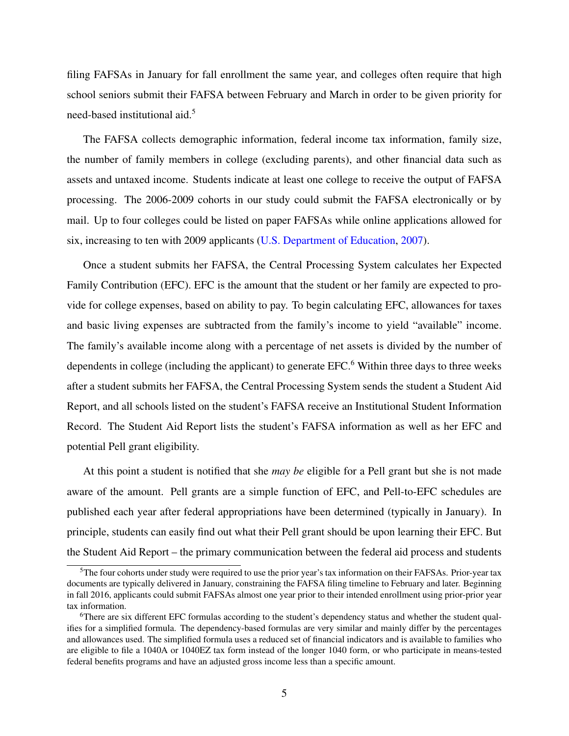filing FAFSAs in January for fall enrollment the same year, and colleges often require that high school seniors submit their FAFSA between February and March in order to be given priority for need-based institutional aid.[5]

The FAFSA collects demographic information, federal income tax information, family size, the number of family members in college (excluding parents), and other financial data such as assets and untaxed income. Students indicate at least one college to receive the output of FAFSA processing. The 2006-2009 cohorts in our study could submit the FAFSA electronically or by mail. Up to four colleges could be listed on paper FAFSAs while online applications allowed for six, increasing to ten with 2009 applicants (U.S. Department of Education, 2007).

Once a student submits her FAFSA, the Central Processing System calculates her Expected Family Contribution (EFC). EFC is the amount that the student or her family are expected to provide for college expenses, based on ability to pay. To begin calculating EFC, allowances for taxes and basic living expenses are subtracted from the family's income to yield "available" income. The family's available income along with a percentage of net assets is divided by the number of dependents in college (including the applicant) to generate EFC.[6] Within three days to three weeks after a student submits her FAFSA, the Central Processing System sends the student a Student Aid Report, and all schools listed on the student's FAFSA receive an Institutional Student Information Record. The Student Aid Report lists the student's FAFSA information as well as her EFC and potential Pell grant eligibility.

At this point a student is notified that she *may be* eligible for a Pell grant but she is not made aware of the amount. Pell grants are a simple function of EFC, and Pell-to-EFC schedules are published each year after federal appropriations have been determined (typically in January). In principle, students can easily find out what their Pell grant should be upon learning their EFC. But the Student Aid Report – the primary communication between the federal aid process and students

[5] The four cohorts under study were required to use the prior year's tax information on their FAFSAs. Prior-year tax documents are typically delivered in January, constraining the FAFSA filing timeline to February and later. Beginning in fall 2016, applicants could submit FAFSAs almost one year prior to their intended enrollment using prior-prior year tax information.

[6] There are six different EFC formulas according to the student's dependency status and whether the student qualifies for a simplified formula. The dependency-based formulas are very similar and mainly differ by the percentages and allowances used. The simplified formula uses a reduced set of financial indicators and is available to families who are eligible to file a 1040A or 1040EZ tax form instead of the longer 1040 form, or who participate in means-tested federal benefits programs and have an adjusted gross income less than a specific amount.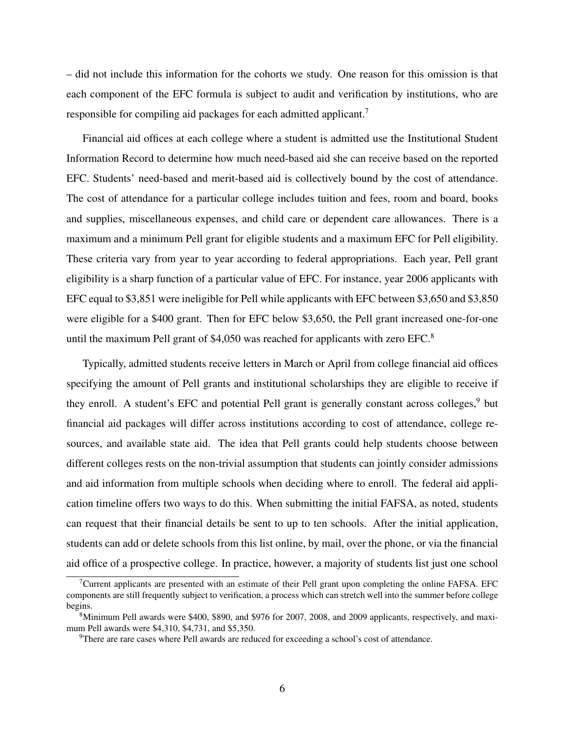– did not include this information for the cohorts we study. One reason for this omission is that each component of the EFC formula is subject to audit and verification by institutions, who are responsible for compiling aid packages for each admitted applicant.[7]

Financial aid offices at each college where a student is admitted use the Institutional Student Information Record to determine how much need-based aid she can receive based on the reported EFC. Students' need-based and merit-based aid is collectively bound by the cost of attendance. The cost of attendance for a particular college includes tuition and fees, room and board, books and supplies, miscellaneous expenses, and child care or dependent care allowances. There is a maximum and a minimum Pell grant for eligible students and a maximum EFC for Pell eligibility. These criteria vary from year to year according to federal appropriations. Each year, Pell grant eligibility is a sharp function of a particular value of EFC. For instance, year 2006 applicants with EFC equal to \$3,851 were ineligible for Pell while applicants with EFC between \$3,650 and \$3,850 were eligible for a \$400 grant. Then for EFC below \$3,650, the Pell grant increased one-for-one until the maximum Pell grant of \$4,050 was reached for applicants with zero EFC.[8]

Typically, admitted students receive letters in March or April from college financial aid offices specifying the amount of Pell grants and institutional scholarships they are eligible to receive if they enroll. A student's EFC and potential Pell grant is generally constant across colleges,[9] but financial aid packages will differ across institutions according to cost of attendance, college resources, and available state aid. The idea that Pell grants could help students choose between different colleges rests on the non-trivial assumption that students can jointly consider admissions and aid information from multiple schools when deciding where to enroll. The federal aid application timeline offers two ways to do this. When submitting the initial FAFSA, as noted, students can request that their financial details be sent to up to ten schools. After the initial application, students can add or delete schools from this list online, by mail, over the phone, or via the financial aid office of a prospective college. In practice, however, a majority of students list just one school

---

[7] Current applicants are presented with an estimate of their Pell grant upon completing the online FAFSA. EFC components are still frequently subject to verification, a process which can stretch well into the summer before college begins.

[8] Minimum Pell awards were \$400, \$890, and \$976 for 2007, 2008, and 2009 applicants, respectively, and maximum Pell awards were \$4,310, \$4,731, and \$5,350.

[9] There are rare cases where Pell awards are reduced for exceeding a school's cost of attendance.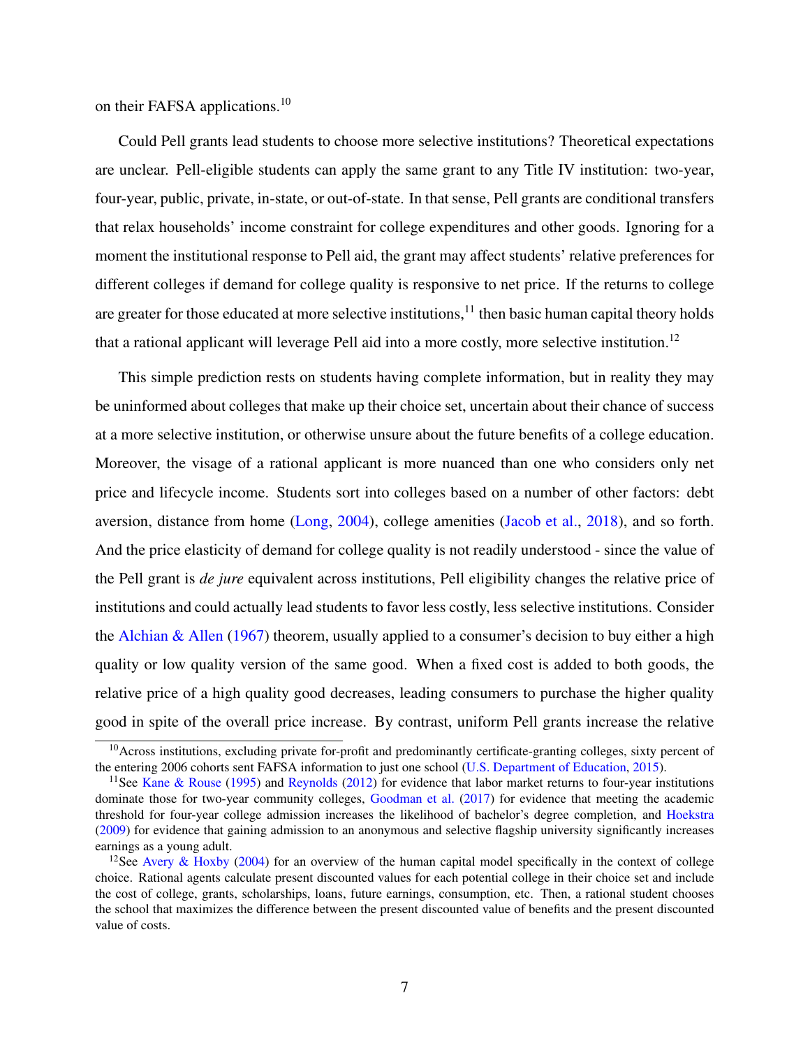on their FAFSA applications.[10]

Could Pell grants lead students to choose more selective institutions? Theoretical expectations are unclear. Pell-eligible students can apply the same grant to any Title IV institution: two-year, four-year, public, private, in-state, or out-of-state. In that sense, Pell grants are conditional transfers that relax households' income constraint for college expenditures and other goods. Ignoring for a moment the institutional response to Pell aid, the grant may affect students' relative preferences for different colleges if demand for college quality is responsive to net price. If the returns to college are greater for those educated at more selective institutions,[11] then basic human capital theory holds that a rational applicant will leverage Pell aid into a more costly, more selective institution.[12]

This simple prediction rests on students having complete information, but in reality they may be uninformed about colleges that make up their choice set, uncertain about their chance of success at a more selective institution, or otherwise unsure about the future benefits of a college education. Moreover, the visage of a rational applicant is more nuanced than one who considers only net price and lifecycle income. Students sort into colleges based on a number of other factors: debt aversion, distance from home (Long, 2004), college amenities (Jacob et al., 2018), and so forth. And the price elasticity of demand for college quality is not readily understood - since the value of the Pell grant is *de jure* equivalent across institutions, Pell eligibility changes the relative price of institutions and could actually lead students to favor less costly, less selective institutions. Consider the Alchian & Allen (1967) theorem, usually applied to a consumer's decision to buy either a high quality or low quality version of the same good. When a fixed cost is added to both goods, the relative price of a high quality good decreases, leading consumers to purchase the higher quality good in spite of the overall price increase. By contrast, uniform Pell grants increase the relative

[10] Across institutions, excluding private for-profit and predominantly certificate-granting colleges, sixty percent of the entering 2006 cohorts sent FAFSA information to just one school (U.S. Department of Education, 2015).

[11] See Kane & Rouse (1995) and Reynolds (2012) for evidence that labor market returns to four-year institutions dominate those for two-year community colleges, Goodman et al. (2017) for evidence that meeting the academic threshold for four-year college admission increases the likelihood of bachelor's degree completion, and Hoekstra (2009) for evidence that gaining admission to an anonymous and selective flagship university significantly increases earnings as a young adult.

[12] See Avery & Hoxby (2004) for an overview of the human capital model specifically in the context of college choice. Rational agents calculate present discounted values for each potential college in their choice set and include the cost of college, grants, scholarships, loans, future earnings, consumption, etc. Then, a rational student chooses the school that maximizes the difference between the present discounted value of benefits and the present discounted value of costs.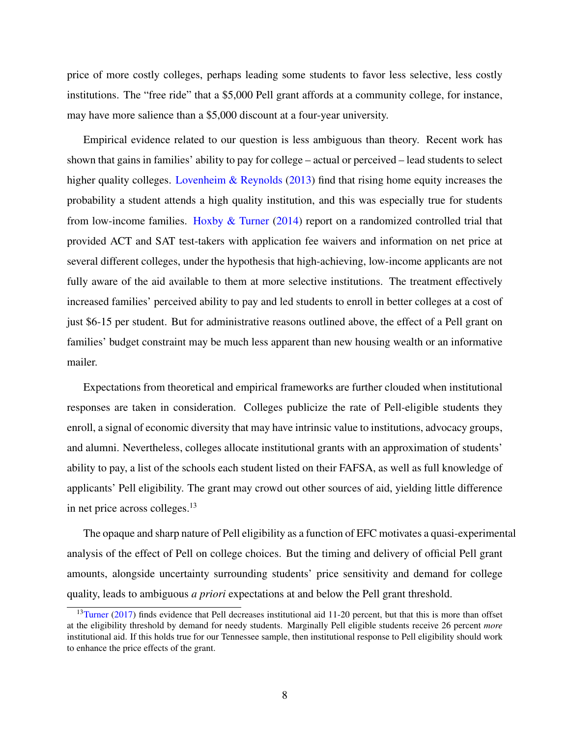price of more costly colleges, perhaps leading some students to favor less selective, less costly institutions. The "free ride" that a \$5,000 Pell grant affords at a community college, for instance, may have more salience than a \$5,000 discount at a four-year university.

Empirical evidence related to our question is less ambiguous than theory. Recent work has shown that gains in families' ability to pay for college – actual or perceived – lead students to select higher quality colleges. Lovenheim & Reynolds (2013) find that rising home equity increases the probability a student attends a high quality institution, and this was especially true for students from low-income families. Hoxby & Turner (2014) report on a randomized controlled trial that provided ACT and SAT test-takers with application fee waivers and information on net price at several different colleges, under the hypothesis that high-achieving, low-income applicants are not fully aware of the aid available to them at more selective institutions. The treatment effectively increased families' perceived ability to pay and led students to enroll in better colleges at a cost of just \$6-15 per student. But for administrative reasons outlined above, the effect of a Pell grant on families' budget constraint may be much less apparent than new housing wealth or an informative mailer.

Expectations from theoretical and empirical frameworks are further clouded when institutional responses are taken in consideration. Colleges publicize the rate of Pell-eligible students they enroll, a signal of economic diversity that may have intrinsic value to institutions, advocacy groups, and alumni. Nevertheless, colleges allocate institutional grants with an approximation of students' ability to pay, a list of the schools each student listed on their FAFSA, as well as full knowledge of applicants' Pell eligibility. The grant may crowd out other sources of aid, yielding little difference in net price across colleges.[13]

The opaque and sharp nature of Pell eligibility as a function of EFC motivates a quasi-experimental analysis of the effect of Pell on college choices. But the timing and delivery of official Pell grant amounts, alongside uncertainty surrounding students' price sensitivity and demand for college quality, leads to ambiguous *a priori* expectations at and below the Pell grant threshold.

[13] Turner (2017) finds evidence that Pell decreases institutional aid 11-20 percent, but that this is more than offset at the eligibility threshold by demand for needy students. Marginally Pell eligible students receive 26 percent *more* institutional aid. If this holds true for our Tennessee sample, then institutional response to Pell eligibility should work to enhance the price effects of the grant.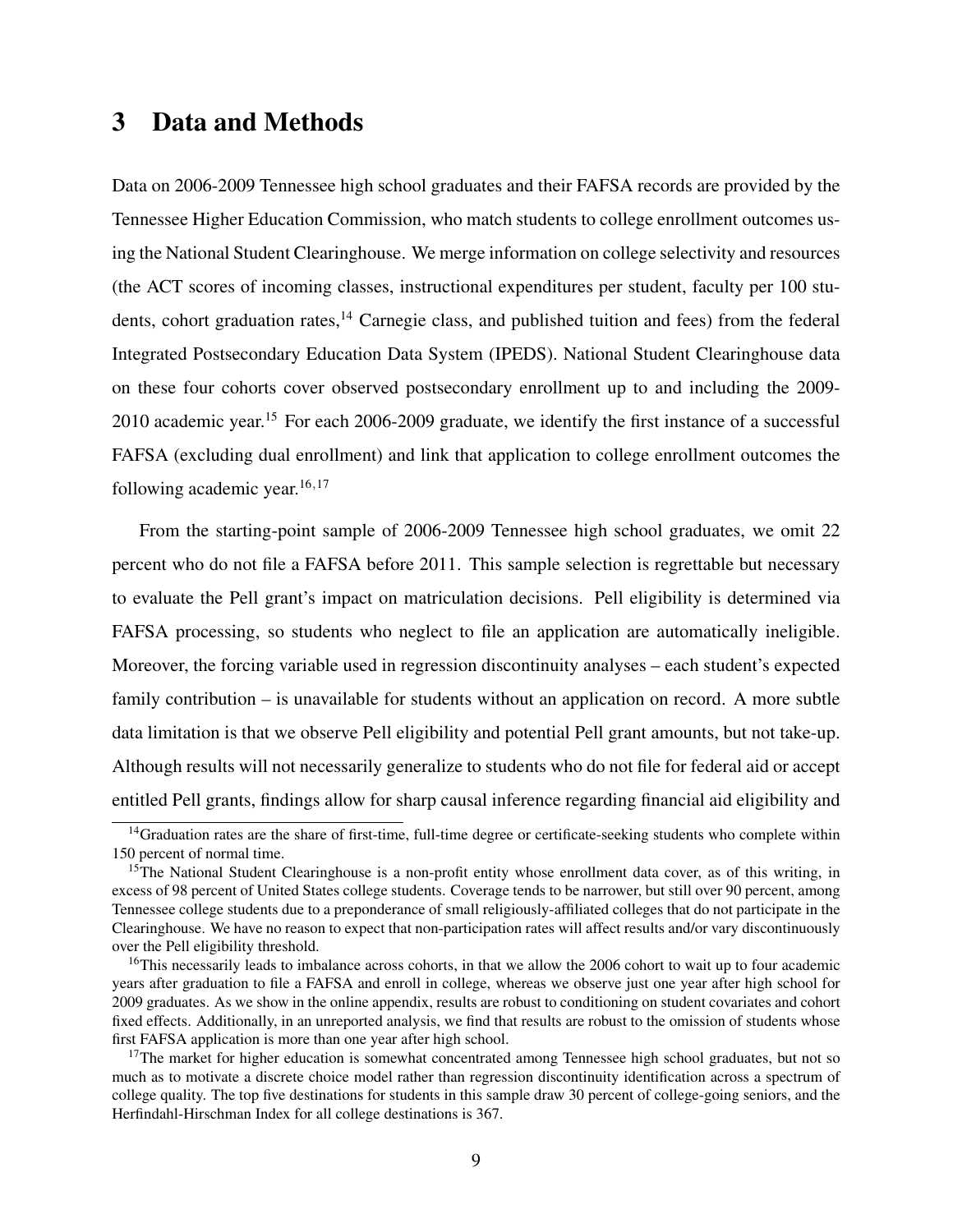# 3 Data and Methods

Data on 2006-2009 Tennessee high school graduates and their FAFSA records are provided by the Tennessee Higher Education Commission, who match students to college enrollment outcomes using the National Student Clearinghouse. We merge information on college selectivity and resources (the ACT scores of incoming classes, instructional expenditures per student, faculty per 100 students, cohort graduation rates,[14] Carnegie class, and published tuition and fees) from the federal Integrated Postsecondary Education Data System (IPEDS). National Student Clearinghouse data on these four cohorts cover observed postsecondary enrollment up to and including the 2009-2010 academic year.[15] For each 2006-2009 graduate, we identify the first instance of a successful FAFSA (excluding dual enrollment) and link that application to college enrollment outcomes the following academic year.[16,17]

From the starting-point sample of 2006-2009 Tennessee high school graduates, we omit 22 percent who do not file a FAFSA before 2011. This sample selection is regrettable but necessary to evaluate the Pell grant's impact on matriculation decisions. Pell eligibility is determined via FAFSA processing, so students who neglect to file an application are automatically ineligible. Moreover, the forcing variable used in regression discontinuity analyses – each student's expected family contribution – is unavailable for students without an application on record. A more subtle data limitation is that we observe Pell eligibility and potential Pell grant amounts, but not take-up. Although results will not necessarily generalize to students who do not file for federal aid or accept entitled Pell grants, findings allow for sharp causal inference regarding financial aid eligibility and

[14] Graduation rates are the share of first-time, full-time degree or certificate-seeking students who complete within 150 percent of normal time.

[15] The National Student Clearinghouse is a non-profit entity whose enrollment data cover, as of this writing, in excess of 98 percent of United States college students. Coverage tends to be narrower, but still over 90 percent, among Tennessee college students due to a preponderance of small religiously-affiliated colleges that do not participate in the Clearinghouse. We have no reason to expect that non-participation rates will affect results and/or vary discontinuously over the Pell eligibility threshold.

[16] This necessarily leads to imbalance across cohorts, in that we allow the 2006 cohort to wait up to four academic years after graduation to file a FAFSA and enroll in college, whereas we observe just one year after high school for 2009 graduates. As we show in the online appendix, results are robust to conditioning on student covariates and cohort fixed effects. Additionally, in an unreported analysis, we find that results are robust to the omission of students whose first FAFSA application is more than one year after high school.

[17] The market for higher education is somewhat concentrated among Tennessee high school graduates, but not so much as to motivate a discrete choice model rather than regression discontinuity identification across a spectrum of college quality. The top five destinations for students in this sample draw 30 percent of college-going seniors, and the Herfindahl-Hirschman Index for all college destinations is 367.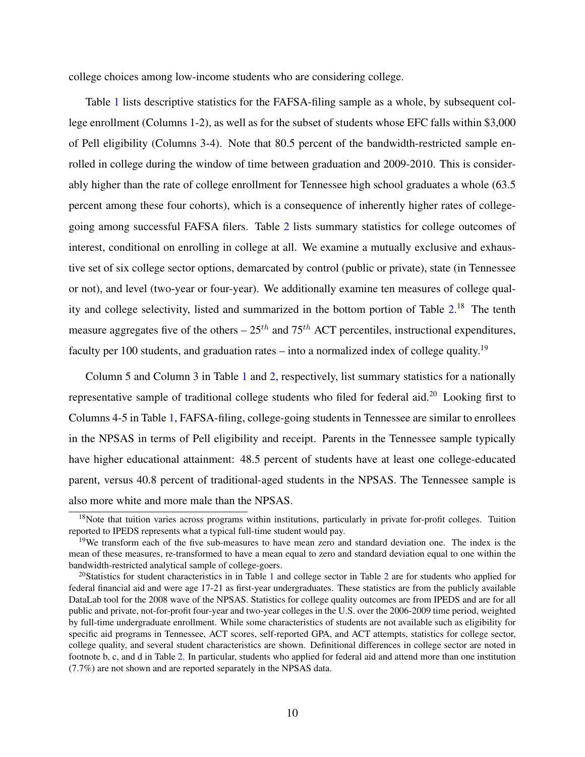college choices among low-income students who are considering college.

Table 1 lists descriptive statistics for the FAFSA-filing sample as a whole, by subsequent college enrollment (Columns 1-2), as well as for the subset of students whose EFC falls within \$3,000 of Pell eligibility (Columns 3-4). Note that 80.5 percent of the bandwidth-restricted sample enrolled in college during the window of time between graduation and 2009-2010. This is considerably higher than the rate of college enrollment for Tennessee high school graduates a whole (63.5 percent among these four cohorts), which is a consequence of inherently higher rates of college-going among successful FAFSA filers. Table 2 lists summary statistics for college outcomes of interest, conditional on enrolling in college at all. We examine a mutually exclusive and exhaustive set of six college sector options, demarcated by control (public or private), state (in Tennessee or not), and level (two-year or four-year). We additionally examine ten measures of college quality and college selectivity, listed and summarized in the bottom portion of Table 2.[18] The tenth measure aggregates five of the others – $25^{th}$ and $75^{th}$ ACT percentiles, instructional expenditures, faculty per 100 students, and graduation rates – into a normalized index of college quality.[19]

Column 5 and Column 3 in Table 1 and 2, respectively, list summary statistics for a nationally representative sample of traditional college students who filed for federal aid.[20] Looking first to Columns 4-5 in Table 1, FAFSA-filing, college-going students in Tennessee are similar to enrollees in the NPSAS in terms of Pell eligibility and receipt. Parents in the Tennessee sample typically have higher educational attainment: 48.5 percent of students have at least one college-educated parent, versus 40.8 percent of traditional-aged students in the NPSAS. The Tennessee sample is also more white and more male than the NPSAS.

[18]Note that tuition varies across programs within institutions, particularly in private for-profit colleges. Tuition reported to IPEDS represents what a typical full-time student would pay.

[19]We transform each of the five sub-measures to have mean zero and standard deviation one. The index is the mean of these measures, re-transformed to have a mean equal to zero and standard deviation equal to one within the bandwidth-restricted analytical sample of college-goers.

[20]Statistics for student characteristics in in Table 1 and college sector in Table 2 are for students who applied for federal financial aid and were age 17-21 as first-year undergraduates. These statistics are from the publicly available DataLab tool for the 2008 wave of the NPSAS. Statistics for college quality outcomes are from IPEDS and are for all public and private, not-for-profit four-year and two-year colleges in the U.S. over the 2006-2009 time period, weighted by full-time undergraduate enrollment. While some characteristics of students are not available such as eligibility for specific aid programs in Tennessee, ACT scores, self-reported GPA, and ACT attempts, statistics for college sector, college quality, and several student characteristics are shown. Definitional differences in college sector are noted in footnote b, c, and d in Table 2. In particular, students who applied for federal aid and attend more than one institution (7.7%) are not shown and are reported separately in the NPSAS data.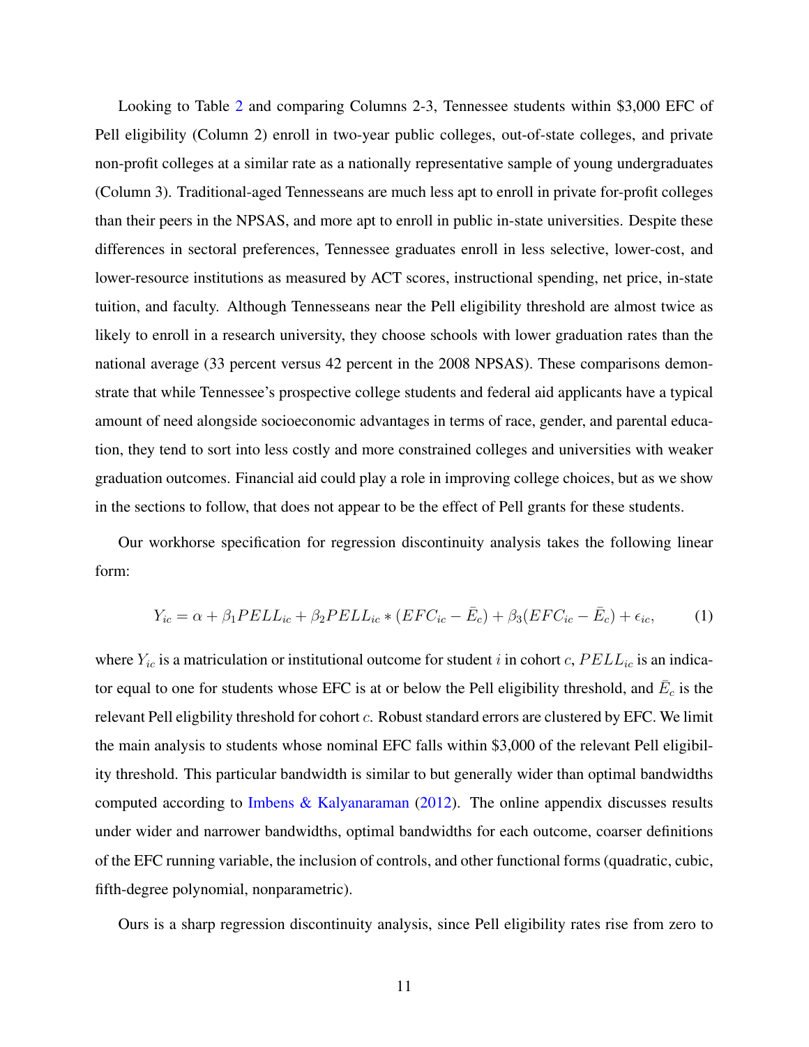Looking to Table 2 and comparing Columns 2-3, Tennessee students within $3,000 EFC of Pell eligibility (Column 2) enroll in two-year public colleges, out-of-state colleges, and private non-profit colleges at a similar rate as a nationally representative sample of young undergraduates (Column 3). Traditional-aged Tennesseans are much less apt to enroll in private for-profit colleges than their peers in the NPSAS, and more apt to enroll in public in-state universities. Despite these differences in sectoral preferences, Tennessee graduates enroll in less selective, lower-cost, and lower-resource institutions as measured by ACT scores, instructional spending, net price, in-state tuition, and faculty. Although Tennesseans near the Pell eligibility threshold are almost twice as likely to enroll in a research university, they choose schools with lower graduation rates than the national average (33 percent versus 42 percent in the 2008 NPSAS). These comparisons demonstrate that while Tennessee's prospective college students and federal aid applicants have a typical amount of need alongside socioeconomic advantages in terms of race, gender, and parental education, they tend to sort into less costly and more constrained colleges and universities with weaker graduation outcomes. Financial aid could play a role in improving college choices, but as we show in the sections to follow, that does not appear to be the effect of Pell grants for these students.

Our workhorse specification for regression discontinuity analysis takes the following linear form:

$$Y_{ic} = \alpha + \beta_1 PELL_{ic} + \beta_2 PELL_{ic} * (EFC_{ic} - \bar{E}_c) + \beta_3 (EFC_{ic} - \bar{E}_c) + \epsilon_{ic}, \qquad (1)$$

where $Y_{ic}$ is a matriculation or institutional outcome for student $i$ in cohort $c$, $PELL_{ic}$ is an indicator equal to one for students whose EFC is at or below the Pell eligibility threshold, and $\bar{E}_c$ is the relevant Pell eligbility threshold for cohort $c$. Robust standard errors are clustered by EFC. We limit the main analysis to students whose nominal EFC falls within $3,000 of the relevant Pell eligibility threshold. This particular bandwidth is similar to but generally wider than optimal bandwidths computed according to Imbens & Kalyanaraman (2012). The online appendix discusses results under wider and narrower bandwidths, optimal bandwidths for each outcome, coarser definitions of the EFC running variable, the inclusion of controls, and other functional forms (quadratic, cubic, fifth-degree polynomial, nonparametric).

Ours is a sharp regression discontinuity analysis, since Pell eligibility rates rise from zero to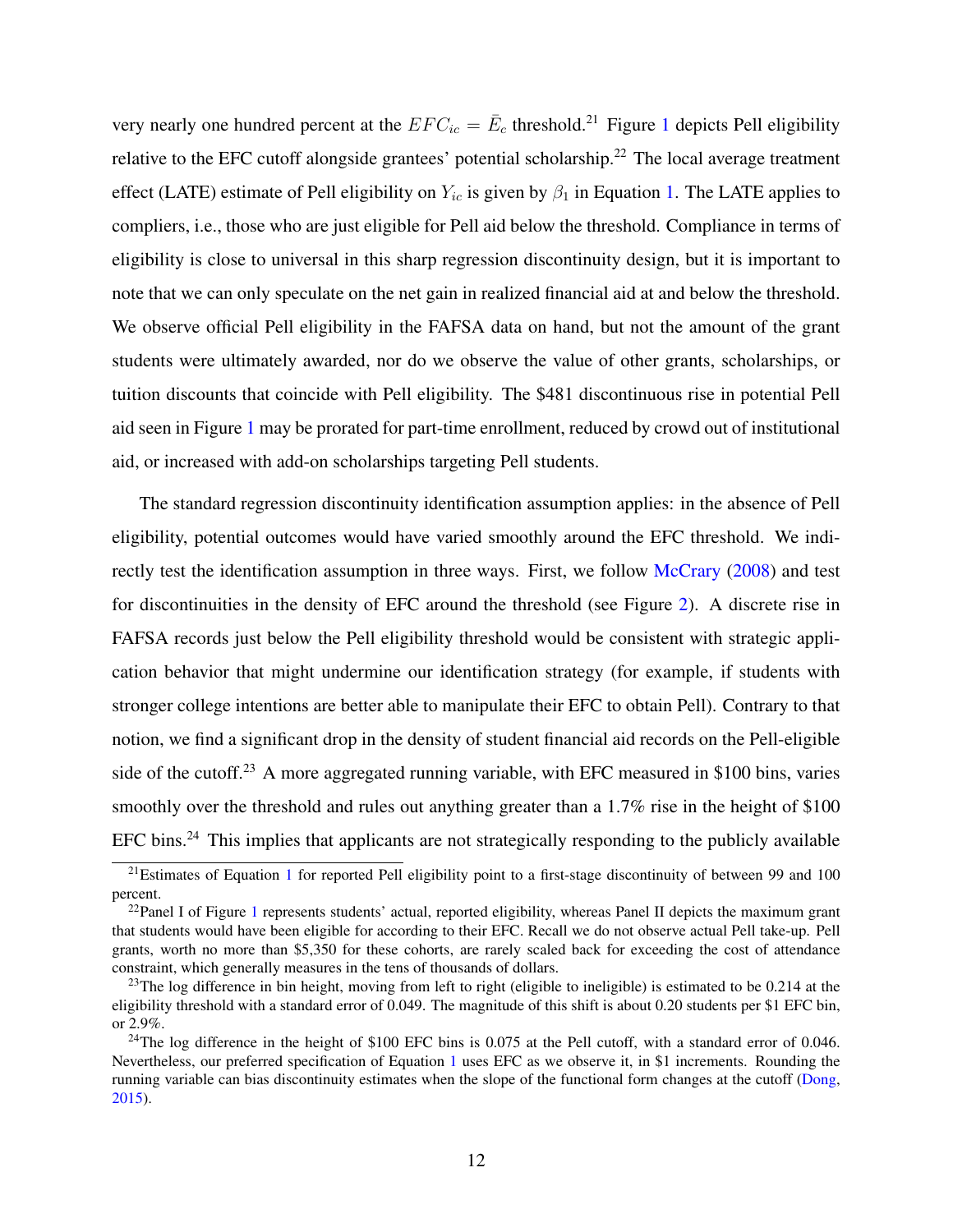very nearly one hundred percent at the $EFC_{ic} = \bar{E}_c$ threshold.[21] Figure 1 depicts Pell eligibility relative to the EFC cutoff alongside grantees' potential scholarship.[22] The local average treatment effect (LATE) estimate of Pell eligibility on $Y_{ic}$ is given by $\beta_1$ in Equation 1. The LATE applies to compliers, i.e., those who are just eligible for Pell aid below the threshold. Compliance in terms of eligibility is close to universal in this sharp regression discontinuity design, but it is important to note that we can only speculate on the net gain in realized financial aid at and below the threshold. We observe official Pell eligibility in the FAFSA data on hand, but not the amount of the grant students were ultimately awarded, nor do we observe the value of other grants, scholarships, or tuition discounts that coincide with Pell eligibility. The $481 discontinuous rise in potential Pell aid seen in Figure 1 may be prorated for part-time enrollment, reduced by crowd out of institutional aid, or increased with add-on scholarships targeting Pell students.

The standard regression discontinuity identification assumption applies: in the absence of Pell eligibility, potential outcomes would have varied smoothly around the EFC threshold. We indirectly test the identification assumption in three ways. First, we follow McCrary (2008) and test for discontinuities in the density of EFC around the threshold (see Figure 2). A discrete rise in FAFSA records just below the Pell eligibility threshold would be consistent with strategic application behavior that might undermine our identification strategy (for example, if students with stronger college intentions are better able to manipulate their EFC to obtain Pell). Contrary to that notion, we find a significant drop in the density of student financial aid records on the Pell-eligible side of the cutoff.[23] A more aggregated running variable, with EFC measured in $100 bins, varies smoothly over the threshold and rules out anything greater than a 1.7% rise in the height of $100 EFC bins.[24] This implies that applicants are not strategically responding to the publicly available

[21] Estimates of Equation 1 for reported Pell eligibility point to a first-stage discontinuity of between 99 and 100 percent.

[22] Panel I of Figure 1 represents students' actual, reported eligibility, whereas Panel II depicts the maximum grant that students would have been eligible for according to their EFC. Recall we do not observe actual Pell take-up. Pell grants, worth no more than $5,350 for these cohorts, are rarely scaled back for exceeding the cost of attendance constraint, which generally measures in the tens of thousands of dollars.

[23] The log difference in bin height, moving from left to right (eligible to ineligible) is estimated to be 0.214 at the eligibility threshold with a standard error of 0.049. The magnitude of this shift is about 0.20 students per $1 EFC bin, or 2.9%.

[24] The log difference in the height of $100 EFC bins is 0.075 at the Pell cutoff, with a standard error of 0.046. Nevertheless, our preferred specification of Equation 1 uses EFC as we observe it, in $1 increments. Rounding the running variable can bias discontinuity estimates when the slope of the functional form changes at the cutoff (Dong, 2015).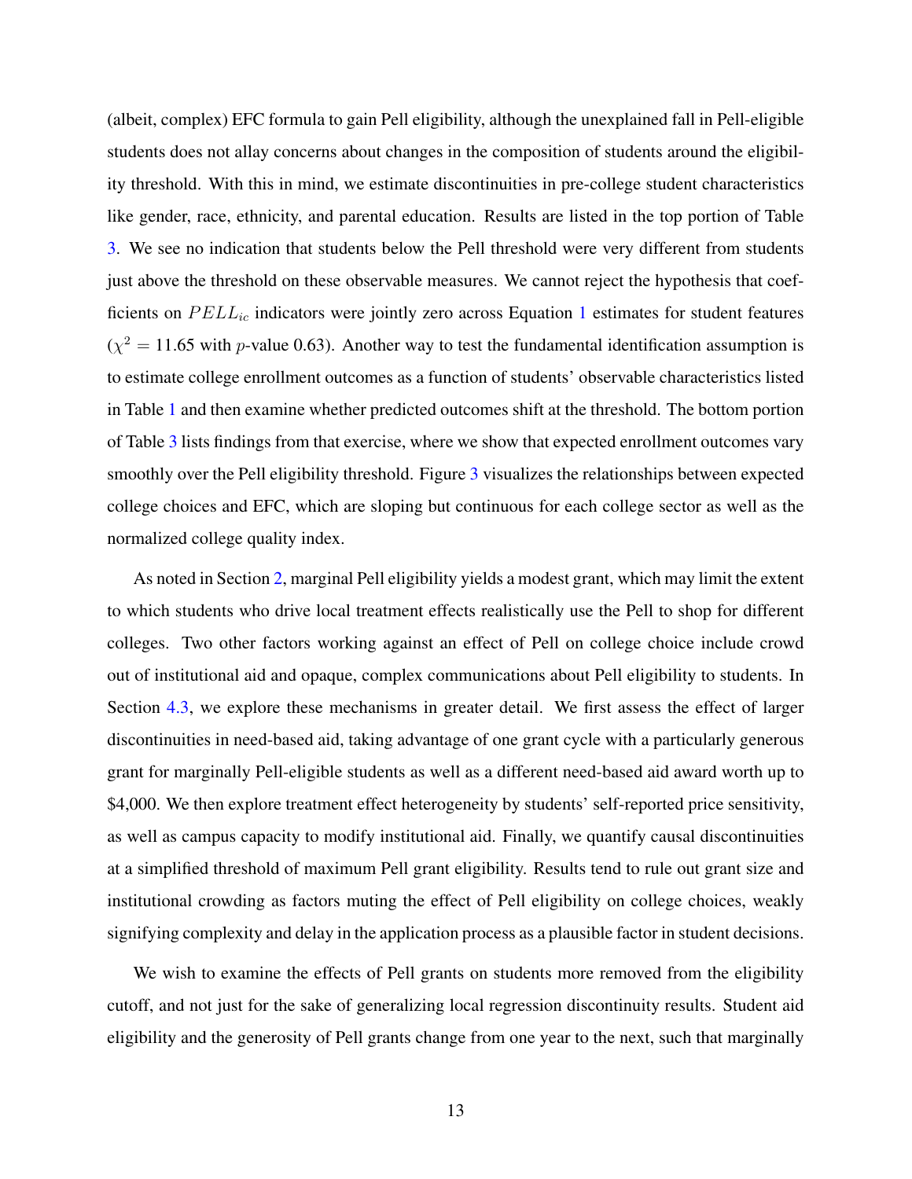(albeit, complex) EFC formula to gain Pell eligibility, although the unexplained fall in Pell-eligible students does not allay concerns about changes in the composition of students around the eligibility threshold. With this in mind, we estimate discontinuities in pre-college student characteristics like gender, race, ethnicity, and parental education. Results are listed in the top portion of Table 3. We see no indication that students below the Pell threshold were very different from students just above the threshold on these observable measures. We cannot reject the hypothesis that coefficients on $PELL_{ic}$ indicators were jointly zero across Equation 1 estimates for student features ($\chi^2 = 11.65$ with $p$-value 0.63). Another way to test the fundamental identification assumption is to estimate college enrollment outcomes as a function of students' observable characteristics listed in Table 1 and then examine whether predicted outcomes shift at the threshold. The bottom portion of Table 3 lists findings from that exercise, where we show that expected enrollment outcomes vary smoothly over the Pell eligibility threshold. Figure 3 visualizes the relationships between expected college choices and EFC, which are sloping but continuous for each college sector as well as the normalized college quality index.

As noted in Section 2, marginal Pell eligibility yields a modest grant, which may limit the extent to which students who drive local treatment effects realistically use the Pell to shop for different colleges. Two other factors working against an effect of Pell on college choice include crowd out of institutional aid and opaque, complex communications about Pell eligibility to students. In Section 4.3, we explore these mechanisms in greater detail. We first assess the effect of larger discontinuities in need-based aid, taking advantage of one grant cycle with a particularly generous grant for marginally Pell-eligible students as well as a different need-based aid award worth up to \$4,000. We then explore treatment effect heterogeneity by students' self-reported price sensitivity, as well as campus capacity to modify institutional aid. Finally, we quantify causal discontinuities at a simplified threshold of maximum Pell grant eligibility. Results tend to rule out grant size and institutional crowding as factors muting the effect of Pell eligibility on college choices, weakly signifying complexity and delay in the application process as a plausible factor in student decisions.

We wish to examine the effects of Pell grants on students more removed from the eligibility cutoff, and not just for the sake of generalizing local regression discontinuity results. Student aid eligibility and the generosity of Pell grants change from one year to the next, such that marginally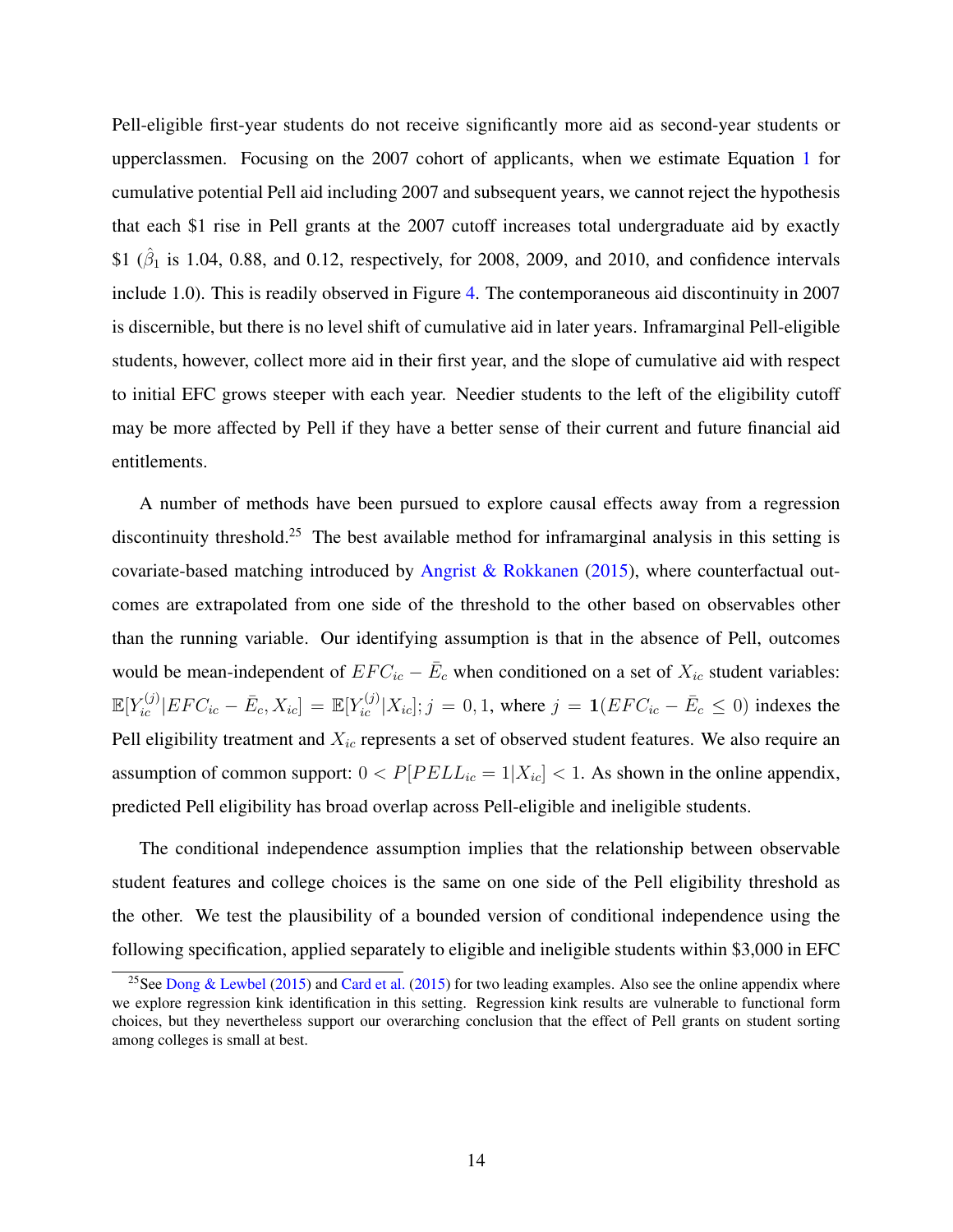Pell-eligible first-year students do not receive significantly more aid as second-year students or upperclassmen. Focusing on the 2007 cohort of applicants, when we estimate Equation 1 for cumulative potential Pell aid including 2007 and subsequent years, we cannot reject the hypothesis that each $1 rise in Pell grants at the 2007 cutoff increases total undergraduate aid by exactly $1 ($\hat{\beta}_1$ is 1.04, 0.88, and 0.12, respectively, for 2008, 2009, and 2010, and confidence intervals include 1.0). This is readily observed in Figure 4. The contemporaneous aid discontinuity in 2007 is discernible, but there is no level shift of cumulative aid in later years. Inframarginal Pell-eligible students, however, collect more aid in their first year, and the slope of cumulative aid with respect to initial EFC grows steeper with each year. Needier students to the left of the eligibility cutoff may be more affected by Pell if they have a better sense of their current and future financial aid entitlements.

A number of methods have been pursued to explore causal effects away from a regression discontinuity threshold.[25] The best available method for inframarginal analysis in this setting is covariate-based matching introduced by Angrist & Rokkanen (2015), where counterfactual outcomes are extrapolated from one side of the threshold to the other based on observables other than the running variable. Our identifying assumption is that in the absence of Pell, outcomes would be mean-independent of $EFC_{ic} - \bar{E}_c$ when conditioned on a set of $X_{ic}$ student variables: $\mathbb{E}[Y_{ic}^{(j)}|EFC_{ic} - \bar{E}_c, X_{ic}] = \mathbb{E}[Y_{ic}^{(j)}|X_{ic}]; j = 0, 1$, where $j = \mathbf{1}(EFC_{ic} - \bar{E}_c \leq 0)$ indexes the Pell eligibility treatment and $X_{ic}$ represents a set of observed student features. We also require an assumption of common support: $0 < P[PELL_{ic} = 1|X_{ic}] < 1$. As shown in the online appendix, predicted Pell eligibility has broad overlap across Pell-eligible and ineligible students.

The conditional independence assumption implies that the relationship between observable student features and college choices is the same on one side of the Pell eligibility threshold as the other. We test the plausibility of a bounded version of conditional independence using the following specification, applied separately to eligible and ineligible students within $3,000 in EFC

[25] See Dong & Lewbel (2015) and Card et al. (2015) for two leading examples. Also see the online appendix where we explore regression kink identification in this setting. Regression kink results are vulnerable to functional form choices, but they nevertheless support our overarching conclusion that the effect of Pell grants on student sorting among colleges is small at best.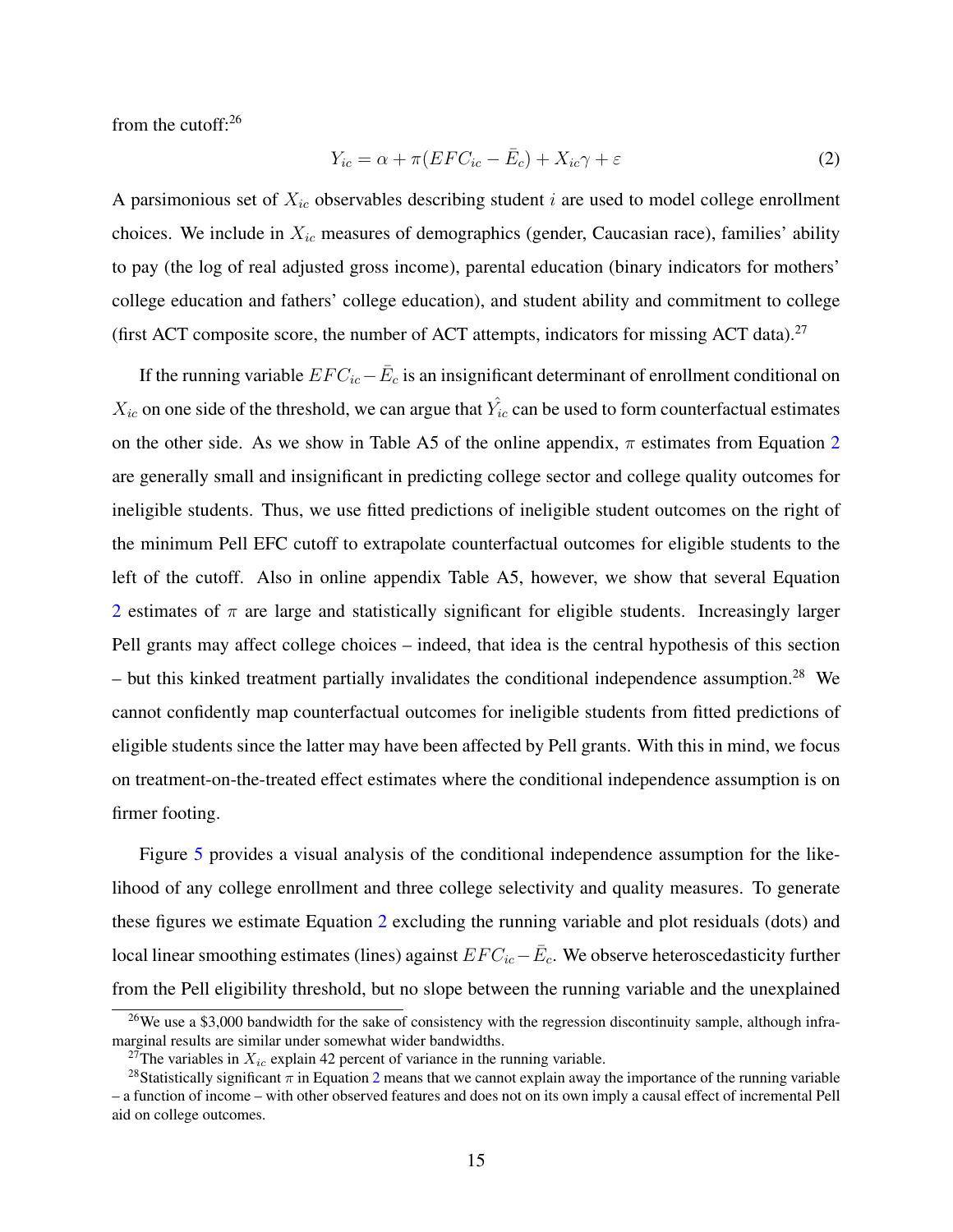from the cutoff:[26]

$$Y_{ic} = \alpha + \pi(EFC_{ic} - \bar{E}_c) + X_{ic}\gamma + \varepsilon \tag{2}$$

A parsimonious set of $X_{ic}$ observables describing student $i$ are used to model college enrollment choices. We include in $X_{ic}$ measures of demographics (gender, Caucasian race), families' ability to pay (the log of real adjusted gross income), parental education (binary indicators for mothers' college education and fathers' college education), and student ability and commitment to college (first ACT composite score, the number of ACT attempts, indicators for missing ACT data).[27]

If the running variable $EFC_{ic} - \bar{E}_c$ is an insignificant determinant of enrollment conditional on $X_{ic}$ on one side of the threshold, we can argue that $\hat{Y_{ic}}$ can be used to form counterfactual estimates on the other side. As we show in Table A5 of the online appendix, $\pi$ estimates from Equation 2 are generally small and insignificant in predicting college sector and college quality outcomes for ineligible students. Thus, we use fitted predictions of ineligible student outcomes on the right of the minimum Pell EFC cutoff to extrapolate counterfactual outcomes for eligible students to the left of the cutoff. Also in online appendix Table A5, however, we show that several Equation 2 estimates of $\pi$ are large and statistically significant for eligible students. Increasingly larger Pell grants may affect college choices – indeed, that idea is the central hypothesis of this section – but this kinked treatment partially invalidates the conditional independence assumption.[28] We cannot confidently map counterfactual outcomes for ineligible students from fitted predictions of eligible students since the latter may have been affected by Pell grants. With this in mind, we focus on treatment-on-the-treated effect estimates where the conditional independence assumption is on firmer footing.

Figure 5 provides a visual analysis of the conditional independence assumption for the likelihood of any college enrollment and three college selectivity and quality measures. To generate these figures we estimate Equation 2 excluding the running variable and plot residuals (dots) and local linear smoothing estimates (lines) against $EFC_{ic} - \bar{E}_c$. We observe heteroscedasticity further from the Pell eligibility threshold, but no slope between the running variable and the unexplained

[26] We use a \$3,000 bandwidth for the sake of consistency with the regression discontinuity sample, although inframarginal results are similar under somewhat wider bandwidths.

[27] The variables in $X_{ic}$ explain 42 percent of variance in the running variable.

[28] Statistically significant $\pi$ in Equation 2 means that we cannot explain away the importance of the running variable – a function of income – with other observed features and does not on its own imply a causal effect of incremental Pell aid on college outcomes.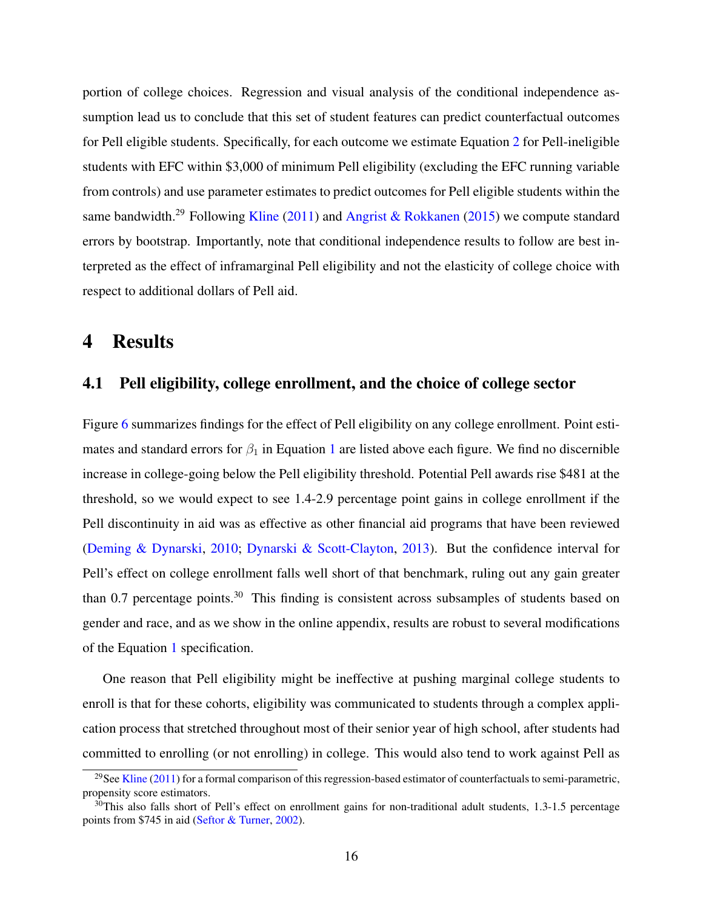portion of college choices. Regression and visual analysis of the conditional independence assumption lead us to conclude that this set of student features can predict counterfactual outcomes for Pell eligible students. Specifically, for each outcome we estimate Equation 2 for Pell-ineligible students with EFC within $3,000 of minimum Pell eligibility (excluding the EFC running variable from controls) and use parameter estimates to predict outcomes for Pell eligible students within the same bandwidth.[29] Following Kline (2011) and Angrist & Rokkanen (2015) we compute standard errors by bootstrap. Importantly, note that conditional independence results to follow are best interpreted as the effect of inframarginal Pell eligibility and not the elasticity of college choice with respect to additional dollars of Pell aid.

# 4 Results

## 4.1 Pell eligibility, college enrollment, and the choice of college sector

Figure 6 summarizes findings for the effect of Pell eligibility on any college enrollment. Point estimates and standard errors for $\beta_1$ in Equation 1 are listed above each figure. We find no discernible increase in college-going below the Pell eligibility threshold. Potential Pell awards rise $481 at the threshold, so we would expect to see 1.4-2.9 percentage point gains in college enrollment if the Pell discontinuity in aid was as effective as other financial aid programs that have been reviewed (Deming & Dynarski, 2010; Dynarski & Scott-Clayton, 2013). But the confidence interval for Pell's effect on college enrollment falls well short of that benchmark, ruling out any gain greater than 0.7 percentage points.[30] This finding is consistent across subsamples of students based on gender and race, and as we show in the online appendix, results are robust to several modifications of the Equation 1 specification.

One reason that Pell eligibility might be ineffective at pushing marginal college students to enroll is that for these cohorts, eligibility was communicated to students through a complex application process that stretched throughout most of their senior year of high school, after students had committed to enrolling (or not enrolling) in college. This would also tend to work against Pell as

[29] See Kline (2011) for a formal comparison of this regression-based estimator of counterfactuals to semi-parametric, propensity score estimators.

[30] This also falls short of Pell's effect on enrollment gains for non-traditional adult students, 1.3-1.5 percentage points from $745 in aid (Seftor & Turner, 2002).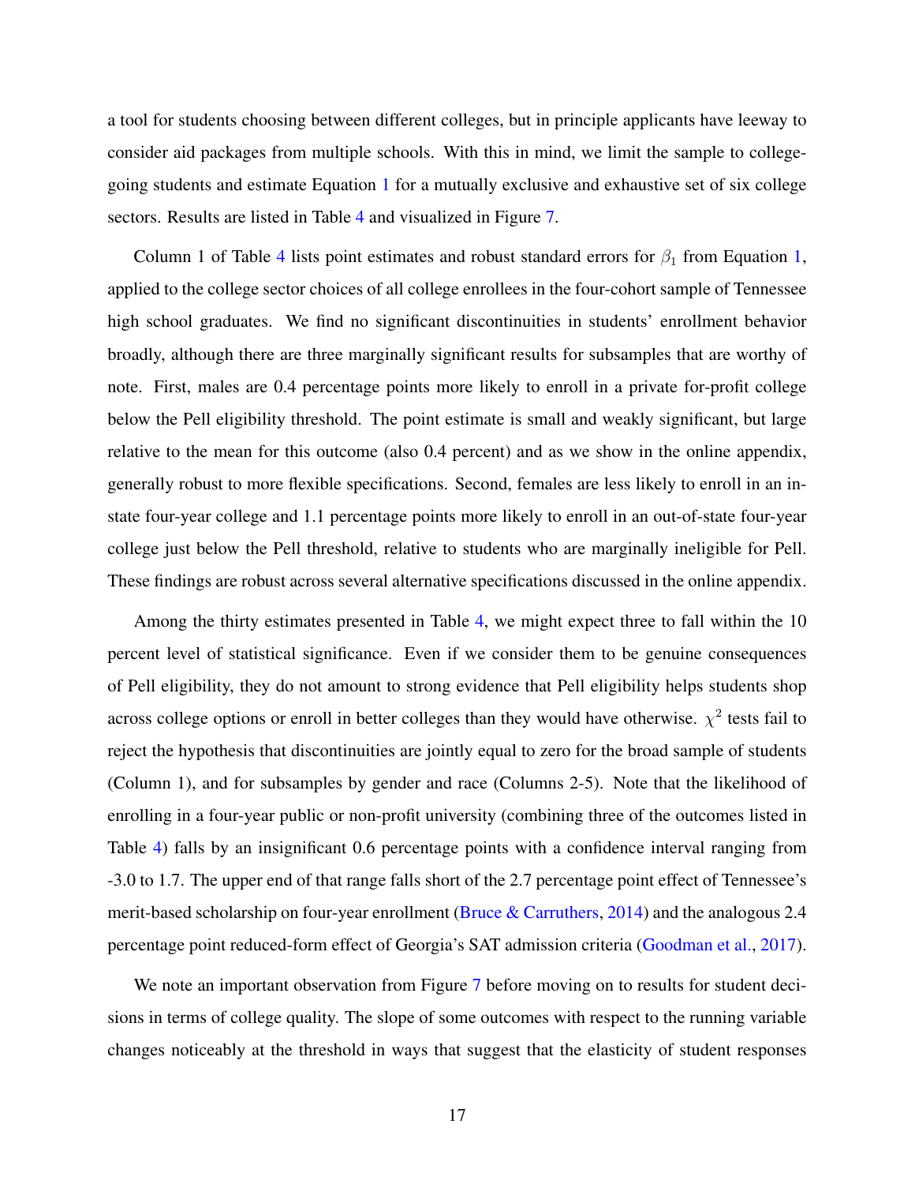a tool for students choosing between different colleges, but in principle applicants have leeway to consider aid packages from multiple schools. With this in mind, we limit the sample to college-going students and estimate Equation 1 for a mutually exclusive and exhaustive set of six college sectors. Results are listed in Table 4 and visualized in Figure 7.

Column 1 of Table 4 lists point estimates and robust standard errors for $\beta_1$ from Equation 1, applied to the college sector choices of all college enrollees in the four-cohort sample of Tennessee high school graduates. We find no significant discontinuities in students' enrollment behavior broadly, although there are three marginally significant results for subsamples that are worthy of note. First, males are 0.4 percentage points more likely to enroll in a private for-profit college below the Pell eligibility threshold. The point estimate is small and weakly significant, but large relative to the mean for this outcome (also 0.4 percent) and as we show in the online appendix, generally robust to more flexible specifications. Second, females are less likely to enroll in an in-state four-year college and 1.1 percentage points more likely to enroll in an out-of-state four-year college just below the Pell threshold, relative to students who are marginally ineligible for Pell. These findings are robust across several alternative specifications discussed in the online appendix.

Among the thirty estimates presented in Table 4, we might expect three to fall within the 10 percent level of statistical significance. Even if we consider them to be genuine consequences of Pell eligibility, they do not amount to strong evidence that Pell eligibility helps students shop across college options or enroll in better colleges than they would have otherwise. $\chi^2$ tests fail to reject the hypothesis that discontinuities are jointly equal to zero for the broad sample of students (Column 1), and for subsamples by gender and race (Columns 2-5). Note that the likelihood of enrolling in a four-year public or non-profit university (combining three of the outcomes listed in Table 4) falls by an insignificant 0.6 percentage points with a confidence interval ranging from -3.0 to 1.7. The upper end of that range falls short of the 2.7 percentage point effect of Tennessee's merit-based scholarship on four-year enrollment (Bruce & Carruthers, 2014) and the analogous 2.4 percentage point reduced-form effect of Georgia's SAT admission criteria (Goodman et al., 2017).

We note an important observation from Figure 7 before moving on to results for student decisions in terms of college quality. The slope of some outcomes with respect to the running variable changes noticeably at the threshold in ways that suggest that the elasticity of student responses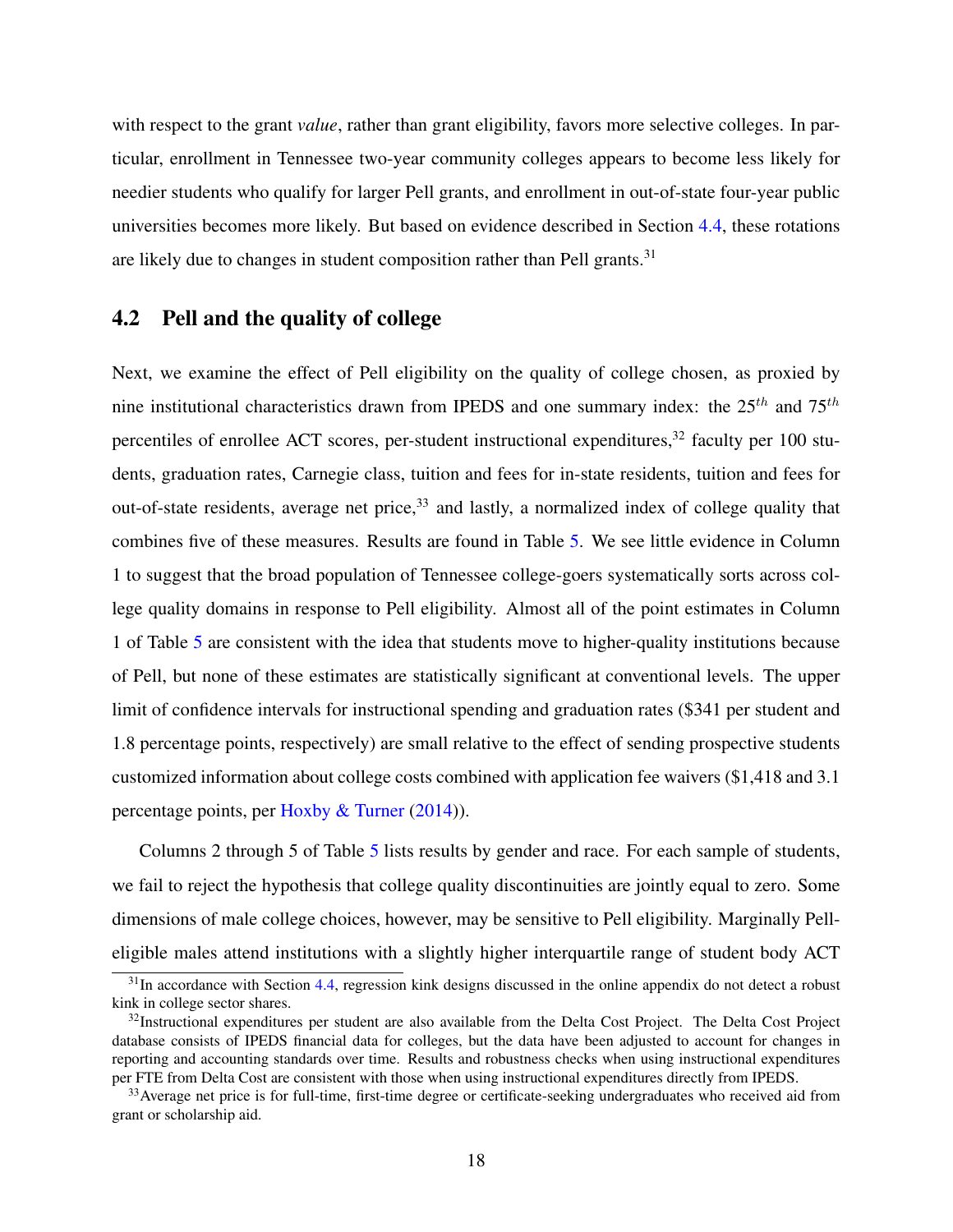with respect to the grant *value*, rather than grant eligibility, favors more selective colleges. In particular, enrollment in Tennessee two-year community colleges appears to become less likely for needier students who qualify for larger Pell grants, and enrollment in out-of-state four-year public universities becomes more likely. But based on evidence described in Section 4.4, these rotations are likely due to changes in student composition rather than Pell grants.[31]

## 4.2 Pell and the quality of college

Next, we examine the effect of Pell eligibility on the quality of college chosen, as proxied by nine institutional characteristics drawn from IPEDS and one summary index: the $25^{th}$ and $75^{th}$ percentiles of enrollee ACT scores, per-student instructional expenditures,[32] faculty per 100 students, graduation rates, Carnegie class, tuition and fees for in-state residents, tuition and fees for out-of-state residents, average net price,[33] and lastly, a normalized index of college quality that combines five of these measures. Results are found in Table 5. We see little evidence in Column 1 to suggest that the broad population of Tennessee college-goers systematically sorts across college quality domains in response to Pell eligibility. Almost all of the point estimates in Column 1 of Table 5 are consistent with the idea that students move to higher-quality institutions because of Pell, but none of these estimates are statistically significant at conventional levels. The upper limit of confidence intervals for instructional spending and graduation rates ($341 per student and 1.8 percentage points, respectively) are small relative to the effect of sending prospective students customized information about college costs combined with application fee waivers ($1,418 and 3.1 percentage points, per Hoxby & Turner (2014)).

Columns 2 through 5 of Table 5 lists results by gender and race. For each sample of students, we fail to reject the hypothesis that college quality discontinuities are jointly equal to zero. Some dimensions of male college choices, however, may be sensitive to Pell eligibility. Marginally Pell-eligible males attend institutions with a slightly higher interquartile range of student body ACT

[31] In accordance with Section 4.4, regression kink designs discussed in the online appendix do not detect a robust kink in college sector shares.

[32] Instructional expenditures per student are also available from the Delta Cost Project. The Delta Cost Project database consists of IPEDS financial data for colleges, but the data have been adjusted to account for changes in reporting and accounting standards over time. Results and robustness checks when using instructional expenditures per FTE from Delta Cost are consistent with those when using instructional expenditures directly from IPEDS.

[33] Average net price is for full-time, first-time degree or certificate-seeking undergraduates who received aid from grant or scholarship aid.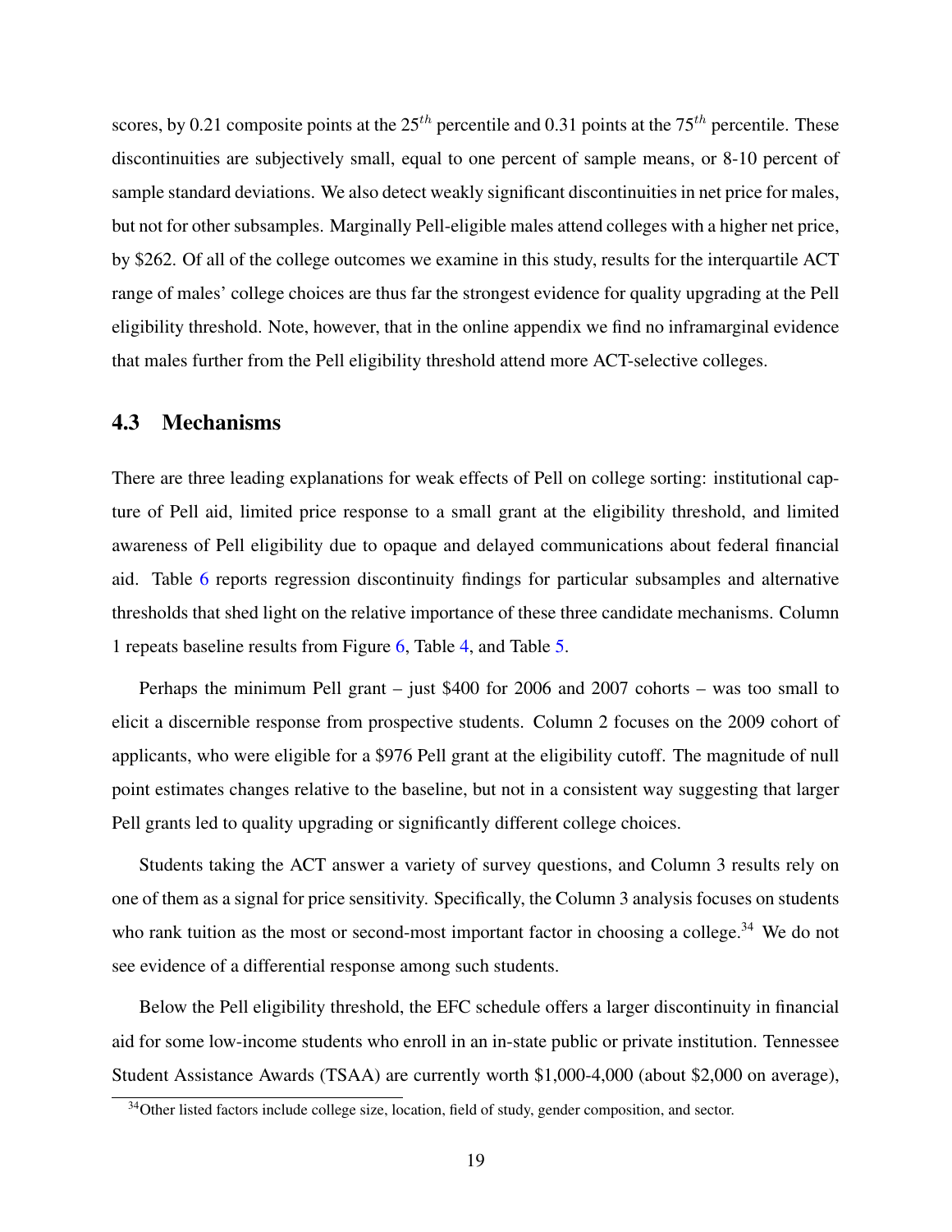scores, by 0.21 composite points at the $25^{th}$ percentile and 0.31 points at the $75^{th}$ percentile. These discontinuities are subjectively small, equal to one percent of sample means, or 8-10 percent of sample standard deviations. We also detect weakly significant discontinuities in net price for males, but not for other subsamples. Marginally Pell-eligible males attend colleges with a higher net price, by $262. Of all of the college outcomes we examine in this study, results for the interquartile ACT range of males' college choices are thus far the strongest evidence for quality upgrading at the Pell eligibility threshold. Note, however, that in the online appendix we find no inframarginal evidence that males further from the Pell eligibility threshold attend more ACT-selective colleges.

### 4.3 Mechanisms

There are three leading explanations for weak effects of Pell on college sorting: institutional capture of Pell aid, limited price response to a small grant at the eligibility threshold, and limited awareness of Pell eligibility due to opaque and delayed communications about federal financial aid. Table 6 reports regression discontinuity findings for particular subsamples and alternative thresholds that shed light on the relative importance of these three candidate mechanisms. Column 1 repeats baseline results from Figure 6, Table 4, and Table 5.

Perhaps the minimum Pell grant – just $400 for 2006 and 2007 cohorts – was too small to elicit a discernible response from prospective students. Column 2 focuses on the 2009 cohort of applicants, who were eligible for a $976 Pell grant at the eligibility cutoff. The magnitude of null point estimates changes relative to the baseline, but not in a consistent way suggesting that larger Pell grants led to quality upgrading or significantly different college choices.

Students taking the ACT answer a variety of survey questions, and Column 3 results rely on one of them as a signal for price sensitivity. Specifically, the Column 3 analysis focuses on students who rank tuition as the most or second-most important factor in choosing a college.[34] We do not see evidence of a differential response among such students.

Below the Pell eligibility threshold, the EFC schedule offers a larger discontinuity in financial aid for some low-income students who enroll in an in-state public or private institution. Tennessee Student Assistance Awards (TSAA) are currently worth $1,000-4,000 (about $2,000 on average),

[34] Other listed factors include college size, location, field of study, gender composition, and sector.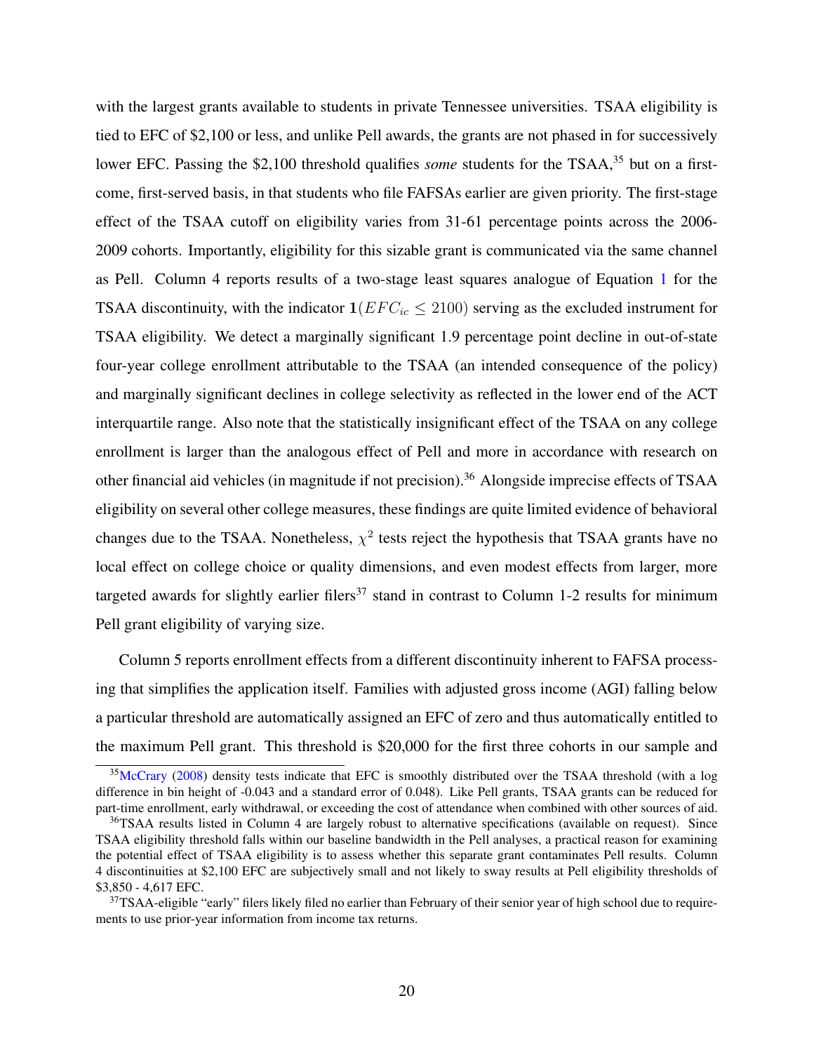with the largest grants available to students in private Tennessee universities. TSAA eligibility is tied to EFC of \$2,100 or less, and unlike Pell awards, the grants are not phased in for successively lower EFC. Passing the \$2,100 threshold qualifies *some* students for the TSAA,[35] but on a first-come, first-served basis, in that students who file FAFSAs earlier are given priority. The first-stage effect of the TSAA cutoff on eligibility varies from 31-61 percentage points across the 2006-2009 cohorts. Importantly, eligibility for this sizable grant is communicated via the same channel as Pell. Column 4 reports results of a two-stage least squares analogue of Equation 1 for the TSAA discontinuity, with the indicator $\mathbf{1}(EFC_{ic} \leq 2100)$ serving as the excluded instrument for TSAA eligibility. We detect a marginally significant 1.9 percentage point decline in out-of-state four-year college enrollment attributable to the TSAA (an intended consequence of the policy) and marginally significant declines in college selectivity as reflected in the lower end of the ACT interquartile range. Also note that the statistically insignificant effect of the TSAA on any college enrollment is larger than the analogous effect of Pell and more in accordance with research on other financial aid vehicles (in magnitude if not precision).[36] Alongside imprecise effects of TSAA eligibility on several other college measures, these findings are quite limited evidence of behavioral changes due to the TSAA. Nonetheless, $\chi^2$ tests reject the hypothesis that TSAA grants have no local effect on college choice or quality dimensions, and even modest effects from larger, more targeted awards for slightly earlier filers[37] stand in contrast to Column 1-2 results for minimum Pell grant eligibility of varying size.

Column 5 reports enrollment effects from a different discontinuity inherent to FAFSA processing that simplifies the application itself. Families with adjusted gross income (AGI) falling below a particular threshold are automatically assigned an EFC of zero and thus automatically entitled to the maximum Pell grant. This threshold is \$20,000 for the first three cohorts in our sample and

---

[35] McCrary (2008) density tests indicate that EFC is smoothly distributed over the TSAA threshold (with a log difference in bin height of -0.043 and a standard error of 0.048). Like Pell grants, TSAA grants can be reduced for part-time enrollment, early withdrawal, or exceeding the cost of attendance when combined with other sources of aid.

[36] TSAA results listed in Column 4 are largely robust to alternative specifications (available on request). Since TSAA eligibility threshold falls within our baseline bandwidth in the Pell analyses, a practical reason for examining the potential effect of TSAA eligibility is to assess whether this separate grant contaminates Pell results. Column 4 discontinuities at \$2,100 EFC are subjectively small and not likely to sway results at Pell eligibility thresholds of \$3,850 - 4,617 EFC.

[37] TSAA-eligible "early" filers likely filed no earlier than February of their senior year of high school due to requirements to use prior-year information from income tax returns.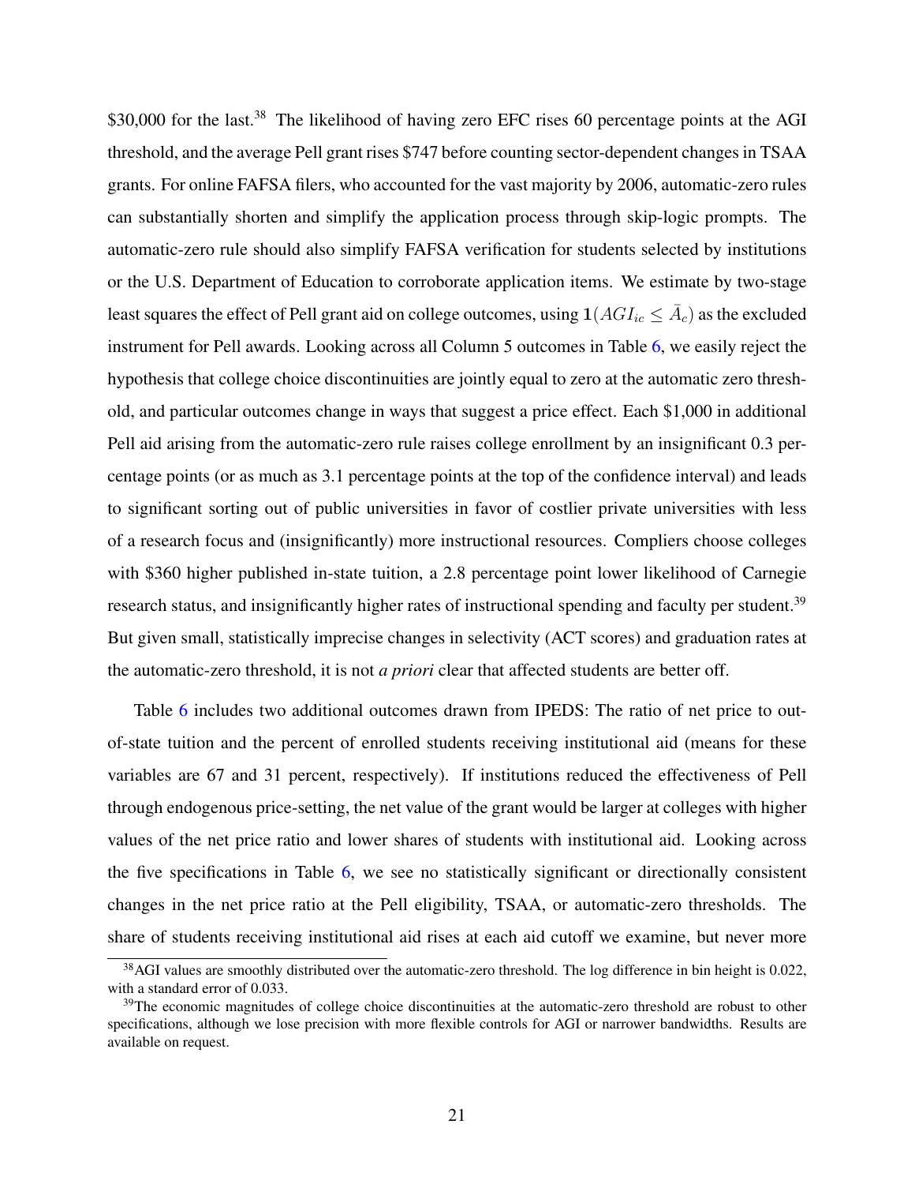$30,000 for the last.[38] The likelihood of having zero EFC rises 60 percentage points at the AGI threshold, and the average Pell grant rises $747 before counting sector-dependent changes in TSAA grants. For online FAFSA filers, who accounted for the vast majority by 2006, automatic-zero rules can substantially shorten and simplify the application process through skip-logic prompts. The automatic-zero rule should also simplify FAFSA verification for students selected by institutions or the U.S. Department of Education to corroborate application items. We estimate by two-stage least squares the effect of Pell grant aid on college outcomes, using $\mathbf{1}(AGI_{ic} \leq \bar{A}_c)$ as the excluded instrument for Pell awards. Looking across all Column 5 outcomes in Table 6, we easily reject the hypothesis that college choice discontinuities are jointly equal to zero at the automatic zero threshold, and particular outcomes change in ways that suggest a price effect. Each $1,000 in additional Pell aid arising from the automatic-zero rule raises college enrollment by an insignificant 0.3 percentage points (or as much as 3.1 percentage points at the top of the confidence interval) and leads to significant sorting out of public universities in favor of costlier private universities with less of a research focus and (insignificantly) more instructional resources. Compliers choose colleges with $360 higher published in-state tuition, a 2.8 percentage point lower likelihood of Carnegie research status, and insignificantly higher rates of instructional spending and faculty per student.[39] But given small, statistically imprecise changes in selectivity (ACT scores) and graduation rates at the automatic-zero threshold, it is not *a priori* clear that affected students are better off.

Table 6 includes two additional outcomes drawn from IPEDS: The ratio of net price to out-of-state tuition and the percent of enrolled students receiving institutional aid (means for these variables are 67 and 31 percent, respectively). If institutions reduced the effectiveness of Pell through endogenous price-setting, the net value of the grant would be larger at colleges with higher values of the net price ratio and lower shares of students with institutional aid. Looking across the five specifications in Table 6, we see no statistically significant or directionally consistent changes in the net price ratio at the Pell eligibility, TSAA, or automatic-zero thresholds. The share of students receiving institutional aid rises at each aid cutoff we examine, but never more

[38] AGI values are smoothly distributed over the automatic-zero threshold. The log difference in bin height is 0.022, with a standard error of 0.033.

[39] The economic magnitudes of college choice discontinuities at the automatic-zero threshold are robust to other specifications, although we lose precision with more flexible controls for AGI or narrower bandwidths. Results are available on request.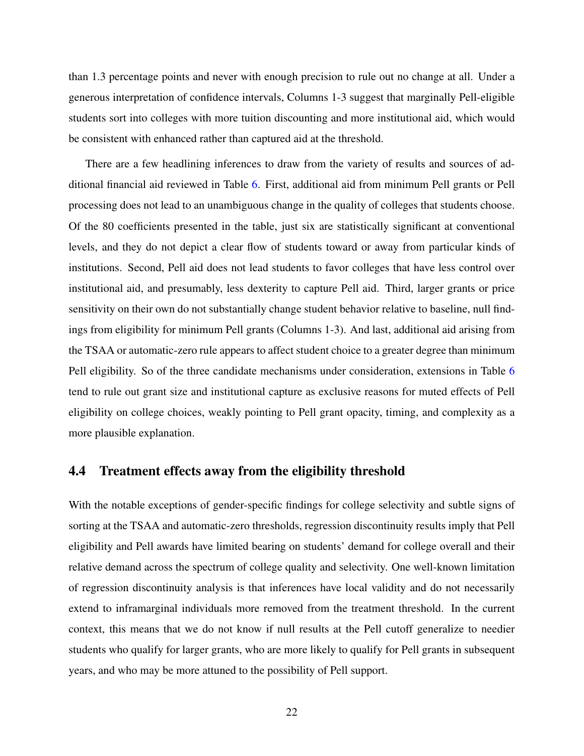than 1.3 percentage points and never with enough precision to rule out no change at all. Under a generous interpretation of confidence intervals, Columns 1-3 suggest that marginally Pell-eligible students sort into colleges with more tuition discounting and more institutional aid, which would be consistent with enhanced rather than captured aid at the threshold.

There are a few headlining inferences to draw from the variety of results and sources of additional financial aid reviewed in Table 6. First, additional aid from minimum Pell grants or Pell processing does not lead to an unambiguous change in the quality of colleges that students choose. Of the 80 coefficients presented in the table, just six are statistically significant at conventional levels, and they do not depict a clear flow of students toward or away from particular kinds of institutions. Second, Pell aid does not lead students to favor colleges that have less control over institutional aid, and presumably, less dexterity to capture Pell aid. Third, larger grants or price sensitivity on their own do not substantially change student behavior relative to baseline, null findings from eligibility for minimum Pell grants (Columns 1-3). And last, additional aid arising from the TSAA or automatic-zero rule appears to affect student choice to a greater degree than minimum Pell eligibility. So of the three candidate mechanisms under consideration, extensions in Table 6 tend to rule out grant size and institutional capture as exclusive reasons for muted effects of Pell eligibility on college choices, weakly pointing to Pell grant opacity, timing, and complexity as a more plausible explanation.

## 4.4 Treatment effects away from the eligibility threshold

With the notable exceptions of gender-specific findings for college selectivity and subtle signs of sorting at the TSAA and automatic-zero thresholds, regression discontinuity results imply that Pell eligibility and Pell awards have limited bearing on students' demand for college overall and their relative demand across the spectrum of college quality and selectivity. One well-known limitation of regression discontinuity analysis is that inferences have local validity and do not necessarily extend to inframarginal individuals more removed from the treatment threshold. In the current context, this means that we do not know if null results at the Pell cutoff generalize to needier students who qualify for larger grants, who are more likely to qualify for Pell grants in subsequent years, and who may be more attuned to the possibility of Pell support.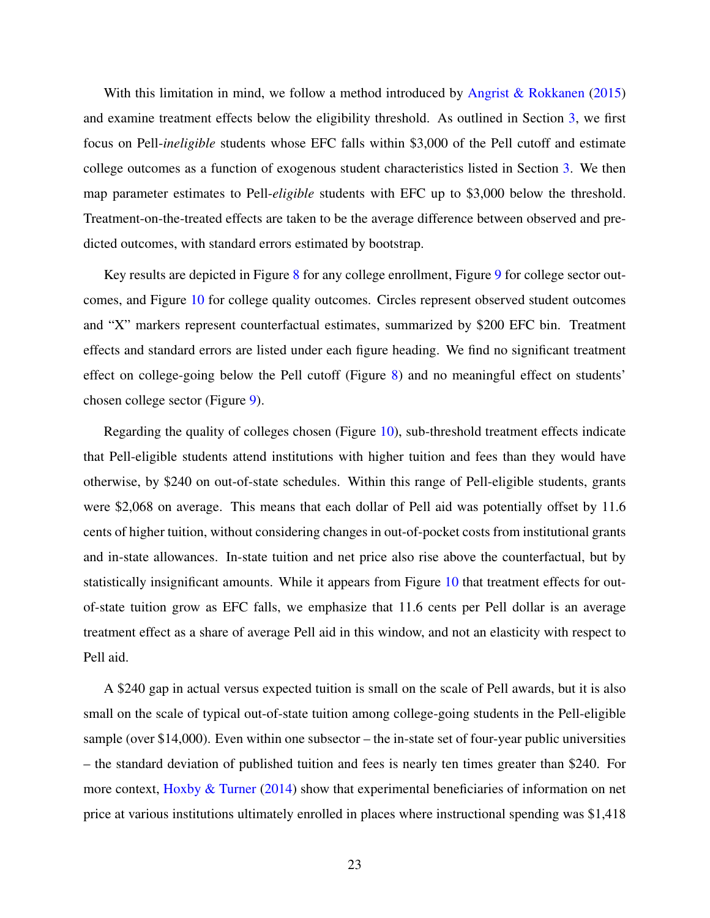With this limitation in mind, we follow a method introduced by Angrist & Rokkanen (2015) and examine treatment effects below the eligibility threshold. As outlined in Section 3, we first focus on Pell-*ineligible* students whose EFC falls within $3,000 of the Pell cutoff and estimate college outcomes as a function of exogenous student characteristics listed in Section 3. We then map parameter estimates to Pell-*eligible* students with EFC up to $3,000 below the threshold. Treatment-on-the-treated effects are taken to be the average difference between observed and predicted outcomes, with standard errors estimated by bootstrap.

Key results are depicted in Figure 8 for any college enrollment, Figure 9 for college sector outcomes, and Figure 10 for college quality outcomes. Circles represent observed student outcomes and "X" markers represent counterfactual estimates, summarized by $200 EFC bin. Treatment effects and standard errors are listed under each figure heading. We find no significant treatment effect on college-going below the Pell cutoff (Figure 8) and no meaningful effect on students' chosen college sector (Figure 9).

Regarding the quality of colleges chosen (Figure 10), sub-threshold treatment effects indicate that Pell-eligible students attend institutions with higher tuition and fees than they would have otherwise, by $240 on out-of-state schedules. Within this range of Pell-eligible students, grants were $2,068 on average. This means that each dollar of Pell aid was potentially offset by 11.6 cents of higher tuition, without considering changes in out-of-pocket costs from institutional grants and in-state allowances. In-state tuition and net price also rise above the counterfactual, but by statistically insignificant amounts. While it appears from Figure 10 that treatment effects for out-of-state tuition grow as EFC falls, we emphasize that 11.6 cents per Pell dollar is an average treatment effect as a share of average Pell aid in this window, and not an elasticity with respect to Pell aid.

A $240 gap in actual versus expected tuition is small on the scale of Pell awards, but it is also small on the scale of typical out-of-state tuition among college-going students in the Pell-eligible sample (over $14,000). Even within one subsector – the in-state set of four-year public universities – the standard deviation of published tuition and fees is nearly ten times greater than $240. For more context, Hoxby & Turner (2014) show that experimental beneficiaries of information on net price at various institutions ultimately enrolled in places where instructional spending was $1,418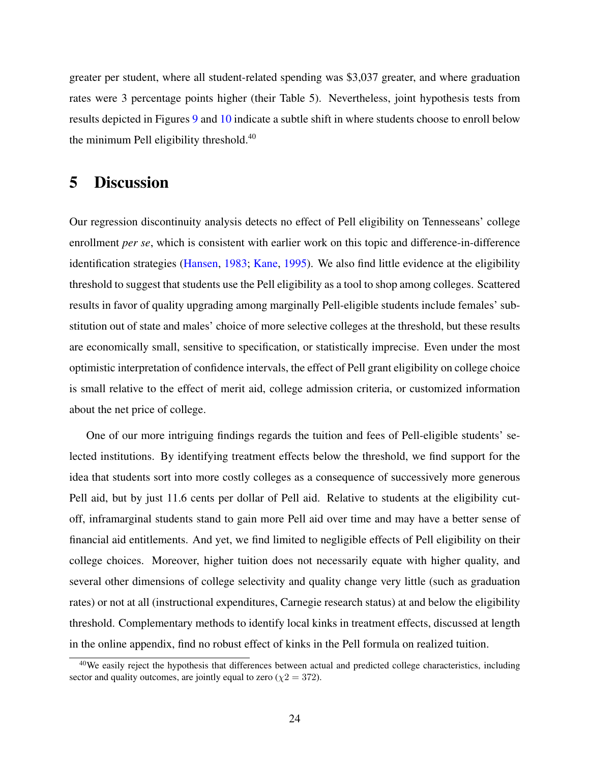greater per student, where all student-related spending was $3,037 greater, and where graduation rates were 3 percentage points higher (their Table 5). Nevertheless, joint hypothesis tests from results depicted in Figures 9 and 10 indicate a subtle shift in where students choose to enroll below the minimum Pell eligibility threshold.[40]

# 5 Discussion

Our regression discontinuity analysis detects no effect of Pell eligibility on Tennesseans' college enrollment *per se*, which is consistent with earlier work on this topic and difference-in-difference identification strategies (Hansen, 1983; Kane, 1995). We also find little evidence at the eligibility threshold to suggest that students use the Pell eligibility as a tool to shop among colleges. Scattered results in favor of quality upgrading among marginally Pell-eligible students include females' substitution out of state and males' choice of more selective colleges at the threshold, but these results are economically small, sensitive to specification, or statistically imprecise. Even under the most optimistic interpretation of confidence intervals, the effect of Pell grant eligibility on college choice is small relative to the effect of merit aid, college admission criteria, or customized information about the net price of college.

One of our more intriguing findings regards the tuition and fees of Pell-eligible students' selected institutions. By identifying treatment effects below the threshold, we find support for the idea that students sort into more costly colleges as a consequence of successively more generous Pell aid, but by just 11.6 cents per dollar of Pell aid. Relative to students at the eligibility cutoff, inframarginal students stand to gain more Pell aid over time and may have a better sense of financial aid entitlements. And yet, we find limited to negligible effects of Pell eligibility on their college choices. Moreover, higher tuition does not necessarily equate with higher quality, and several other dimensions of college selectivity and quality change very little (such as graduation rates) or not at all (instructional expenditures, Carnegie research status) at and below the eligibility threshold. Complementary methods to identify local kinks in treatment effects, discussed at length in the online appendix, find no robust effect of kinks in the Pell formula on realized tuition.

[40] We easily reject the hypothesis that differences between actual and predicted college characteristics, including sector and quality outcomes, are jointly equal to zero ($\chi 2 = 372$).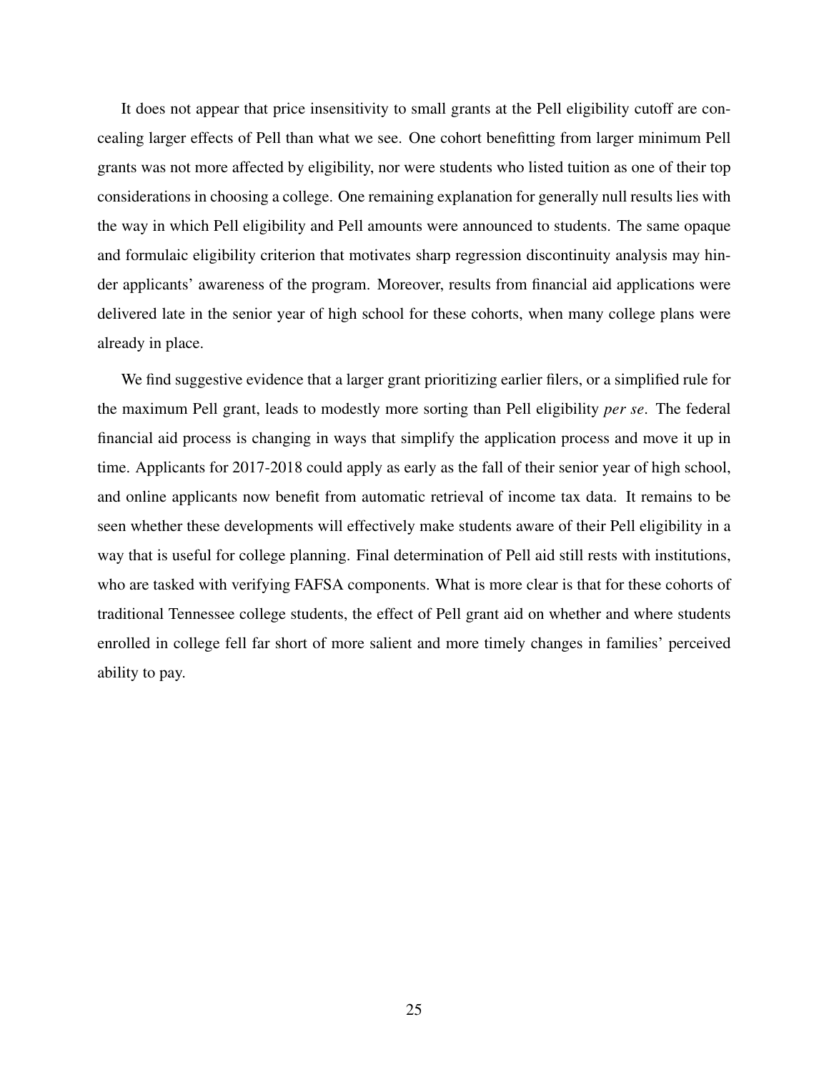It does not appear that price insensitivity to small grants at the Pell eligibility cutoff are concealing larger effects of Pell than what we see. One cohort benefitting from larger minimum Pell grants was not more affected by eligibility, nor were students who listed tuition as one of their top considerations in choosing a college. One remaining explanation for generally null results lies with the way in which Pell eligibility and Pell amounts were announced to students. The same opaque and formulaic eligibility criterion that motivates sharp regression discontinuity analysis may hinder applicants' awareness of the program. Moreover, results from financial aid applications were delivered late in the senior year of high school for these cohorts, when many college plans were already in place.

We find suggestive evidence that a larger grant prioritizing earlier filers, or a simplified rule for the maximum Pell grant, leads to modestly more sorting than Pell eligibility *per se*. The federal financial aid process is changing in ways that simplify the application process and move it up in time. Applicants for 2017-2018 could apply as early as the fall of their senior year of high school, and online applicants now benefit from automatic retrieval of income tax data. It remains to be seen whether these developments will effectively make students aware of their Pell eligibility in a way that is useful for college planning. Final determination of Pell aid still rests with institutions, who are tasked with verifying FAFSA components. What is more clear is that for these cohorts of traditional Tennessee college students, the effect of Pell grant aid on whether and where students enrolled in college fell far short of more salient and more timely changes in families' perceived ability to pay.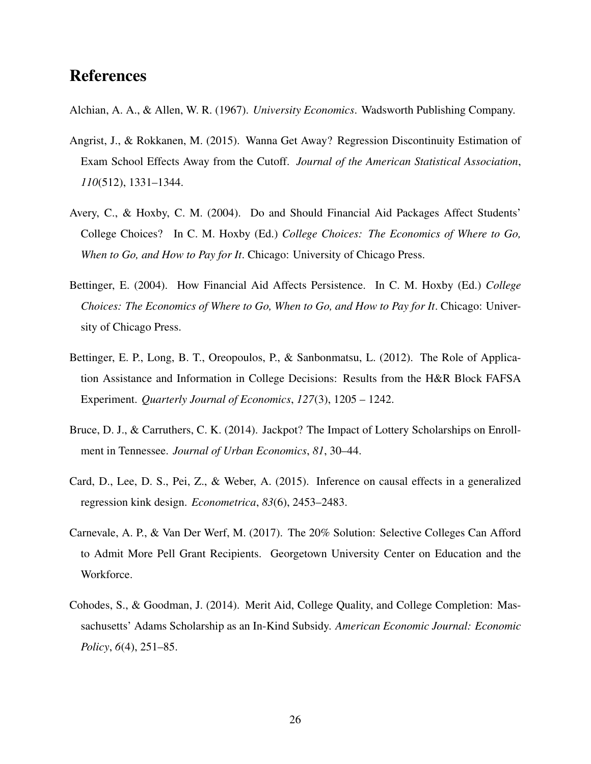# References

Alchian, A. A., & Allen, W. R. (1967). *University Economics*. Wadsworth Publishing Company.

Angrist, J., & Rokkanen, M. (2015). Wanna Get Away? Regression Discontinuity Estimation of Exam School Effects Away from the Cutoff. *Journal of the American Statistical Association*, *110*(512), 1331–1344.

Avery, C., & Hoxby, C. M. (2004). Do and Should Financial Aid Packages Affect Students' College Choices? In C. M. Hoxby (Ed.) *College Choices: The Economics of Where to Go, When to Go, and How to Pay for It*. Chicago: University of Chicago Press.

Bettinger, E. (2004). How Financial Aid Affects Persistence. In C. M. Hoxby (Ed.) *College Choices: The Economics of Where to Go, When to Go, and How to Pay for It*. Chicago: University of Chicago Press.

Bettinger, E. P., Long, B. T., Oreopoulos, P., & Sanbonmatsu, L. (2012). The Role of Application Assistance and Information in College Decisions: Results from the H&R Block FAFSA Experiment. *Quarterly Journal of Economics*, *127*(3), 1205 – 1242.

Bruce, D. J., & Carruthers, C. K. (2014). Jackpot? The Impact of Lottery Scholarships on Enrollment in Tennessee. *Journal of Urban Economics*, *81*, 30–44.

Card, D., Lee, D. S., Pei, Z., & Weber, A. (2015). Inference on causal effects in a generalized regression kink design. *Econometrica*, *83*(6), 2453–2483.

Carnevale, A. P., & Van Der Werf, M. (2017). The 20% Solution: Selective Colleges Can Afford to Admit More Pell Grant Recipients. Georgetown University Center on Education and the Workforce.

Cohodes, S., & Goodman, J. (2014). Merit Aid, College Quality, and College Completion: Massachusetts' Adams Scholarship as an In-Kind Subsidy. *American Economic Journal: Economic Policy*, *6*(4), 251–85.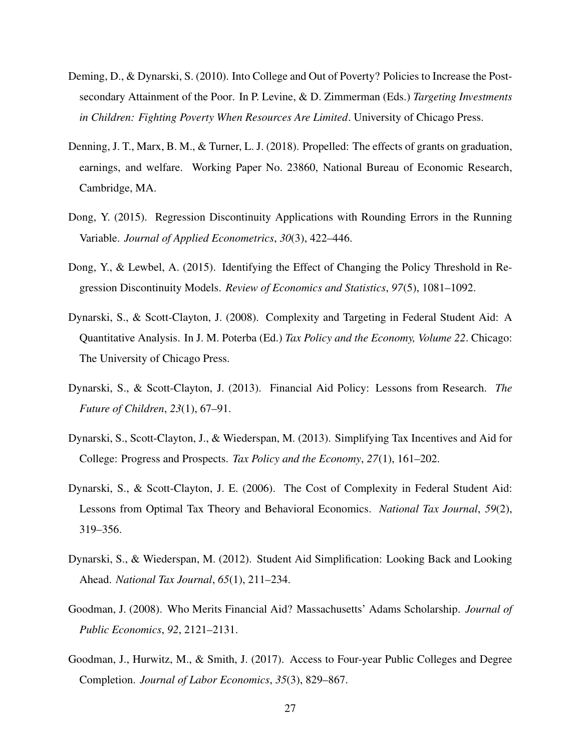Deming, D., & Dynarski, S. (2010). Into College and Out of Poverty? Policies to Increase the Postsecondary Attainment of the Poor. In P. Levine, & D. Zimmerman (Eds.) *Targeting Investments in Children: Fighting Poverty When Resources Are Limited*. University of Chicago Press.

Denning, J. T., Marx, B. M., & Turner, L. J. (2018). Propelled: The effects of grants on graduation, earnings, and welfare. Working Paper No. 23860, National Bureau of Economic Research, Cambridge, MA.

Dong, Y. (2015). Regression Discontinuity Applications with Rounding Errors in the Running Variable. *Journal of Applied Econometrics*, *30*(3), 422–446.

Dong, Y., & Lewbel, A. (2015). Identifying the Effect of Changing the Policy Threshold in Regression Discontinuity Models. *Review of Economics and Statistics*, *97*(5), 1081–1092.

Dynarski, S., & Scott-Clayton, J. (2008). Complexity and Targeting in Federal Student Aid: A Quantitative Analysis. In J. M. Poterba (Ed.) *Tax Policy and the Economy, Volume 22*. Chicago: The University of Chicago Press.

Dynarski, S., & Scott-Clayton, J. (2013). Financial Aid Policy: Lessons from Research. *The Future of Children*, *23*(1), 67–91.

Dynarski, S., Scott-Clayton, J., & Wiederspan, M. (2013). Simplifying Tax Incentives and Aid for College: Progress and Prospects. *Tax Policy and the Economy*, *27*(1), 161–202.

Dynarski, S., & Scott-Clayton, J. E. (2006). The Cost of Complexity in Federal Student Aid: Lessons from Optimal Tax Theory and Behavioral Economics. *National Tax Journal*, *59*(2), 319–356.

Dynarski, S., & Wiederspan, M. (2012). Student Aid Simplification: Looking Back and Looking Ahead. *National Tax Journal*, *65*(1), 211–234.

Goodman, J. (2008). Who Merits Financial Aid? Massachusetts' Adams Scholarship. *Journal of Public Economics*, *92*, 2121–2131.

Goodman, J., Hurwitz, M., & Smith, J. (2017). Access to Four-year Public Colleges and Degree Completion. *Journal of Labor Economics*, *35*(3), 829–867.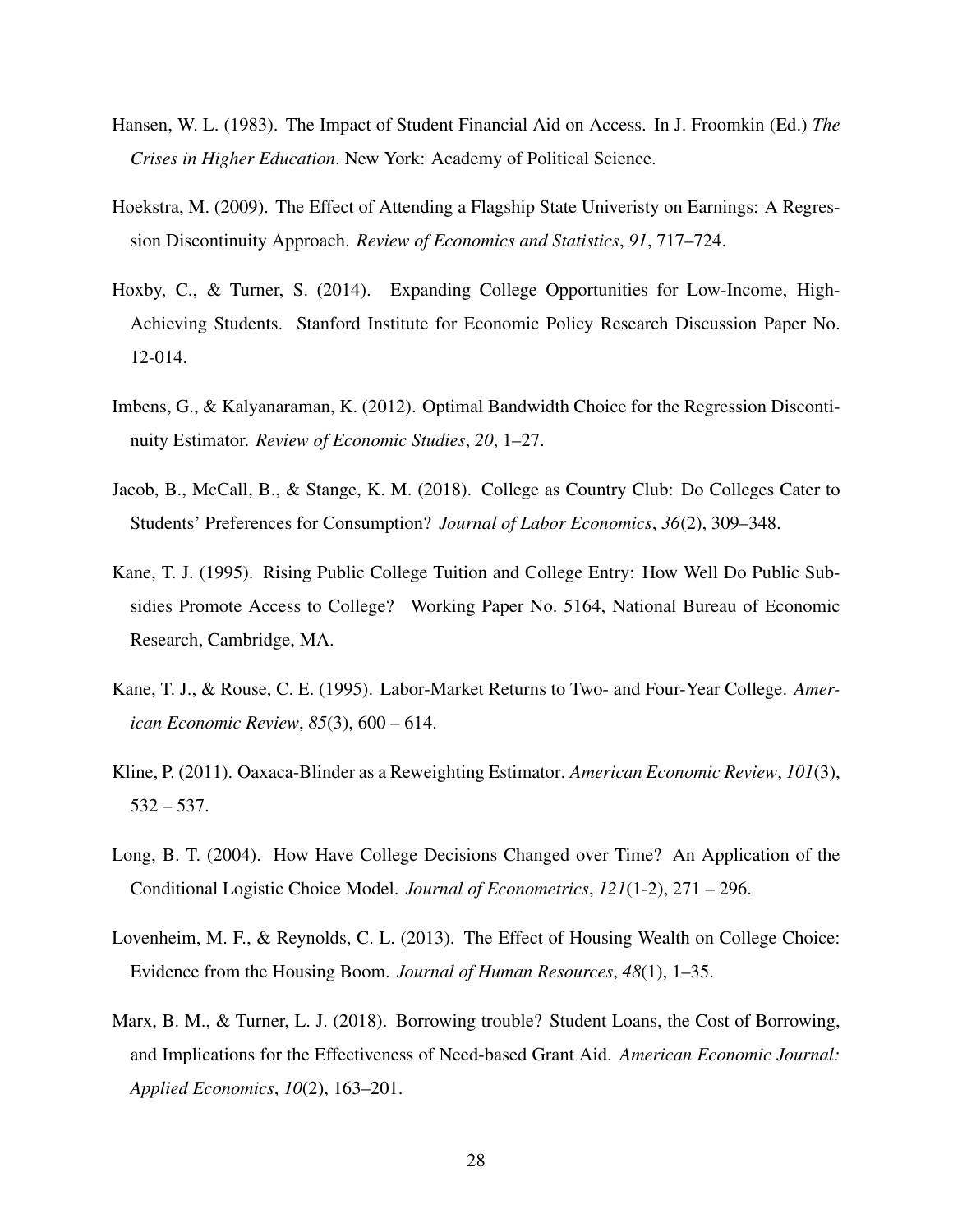Hansen, W. L. (1983). The Impact of Student Financial Aid on Access. In J. Froomkin (Ed.) *The Crises in Higher Education*. New York: Academy of Political Science.

Hoekstra, M. (2009). The Effect of Attending a Flagship State Univeristy on Earnings: A Regression Discontinuity Approach. *Review of Economics and Statistics*, *91*, 717–724.

Hoxby, C., & Turner, S. (2014). Expanding College Opportunities for Low-Income, High-Achieving Students. Stanford Institute for Economic Policy Research Discussion Paper No. 12-014.

Imbens, G., & Kalyanaraman, K. (2012). Optimal Bandwidth Choice for the Regression Discontinuity Estimator. *Review of Economic Studies*, *20*, 1–27.

Jacob, B., McCall, B., & Stange, K. M. (2018). College as Country Club: Do Colleges Cater to Students' Preferences for Consumption? *Journal of Labor Economics*, *36*(2), 309–348.

Kane, T. J. (1995). Rising Public College Tuition and College Entry: How Well Do Public Subsidies Promote Access to College? Working Paper No. 5164, National Bureau of Economic Research, Cambridge, MA.

Kane, T. J., & Rouse, C. E. (1995). Labor-Market Returns to Two- and Four-Year College. *American Economic Review*, *85*(3), 600 – 614.

Kline, P. (2011). Oaxaca-Blinder as a Reweighting Estimator. *American Economic Review*, *101*(3), 532 – 537.

Long, B. T. (2004). How Have College Decisions Changed over Time? An Application of the Conditional Logistic Choice Model. *Journal of Econometrics*, *121*(1-2), 271 – 296.

Lovenheim, M. F., & Reynolds, C. L. (2013). The Effect of Housing Wealth on College Choice: Evidence from the Housing Boom. *Journal of Human Resources*, *48*(1), 1–35.

Marx, B. M., & Turner, L. J. (2018). Borrowing trouble? Student Loans, the Cost of Borrowing, and Implications for the Effectiveness of Need-based Grant Aid. *American Economic Journal: Applied Economics*, *10*(2), 163–201.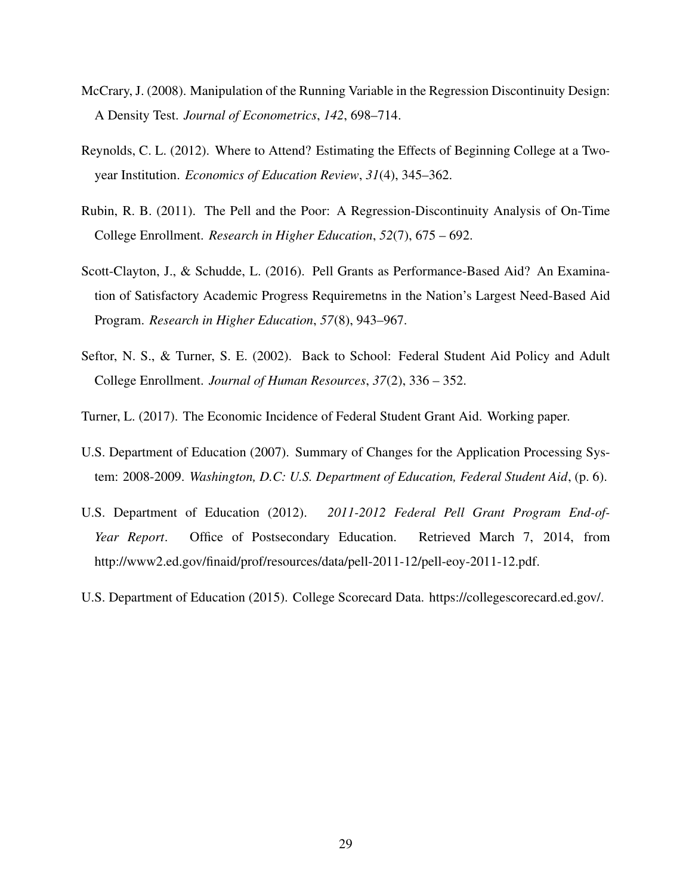McCrary, J. (2008). Manipulation of the Running Variable in the Regression Discontinuity Design: A Density Test. *Journal of Econometrics*, *142*, 698–714.

Reynolds, C. L. (2012). Where to Attend? Estimating the Effects of Beginning College at a Two-year Institution. *Economics of Education Review*, *31*(4), 345–362.

Rubin, R. B. (2011). The Pell and the Poor: A Regression-Discontinuity Analysis of On-Time College Enrollment. *Research in Higher Education*, *52*(7), 675 – 692.

Scott-Clayton, J., & Schudde, L. (2016). Pell Grants as Performance-Based Aid? An Examination of Satisfactory Academic Progress Requiremetns in the Nation's Largest Need-Based Aid Program. *Research in Higher Education*, *57*(8), 943–967.

Seftor, N. S., & Turner, S. E. (2002). Back to School: Federal Student Aid Policy and Adult College Enrollment. *Journal of Human Resources*, *37*(2), 336 – 352.

Turner, L. (2017). The Economic Incidence of Federal Student Grant Aid. Working paper.

U.S. Department of Education (2007). Summary of Changes for the Application Processing System: 2008-2009. *Washington, D.C: U.S. Department of Education, Federal Student Aid*, (p. 6).

U.S. Department of Education (2012). *2011-2012 Federal Pell Grant Program End-of-Year Report*. Office of Postsecondary Education. Retrieved March 7, 2014, from http://www2.ed.gov/finaid/prof/resources/data/pell-2011-12/pell-eoy-2011-12.pdf.

U.S. Department of Education (2015). College Scorecard Data. https://collegescorecard.ed.gov/.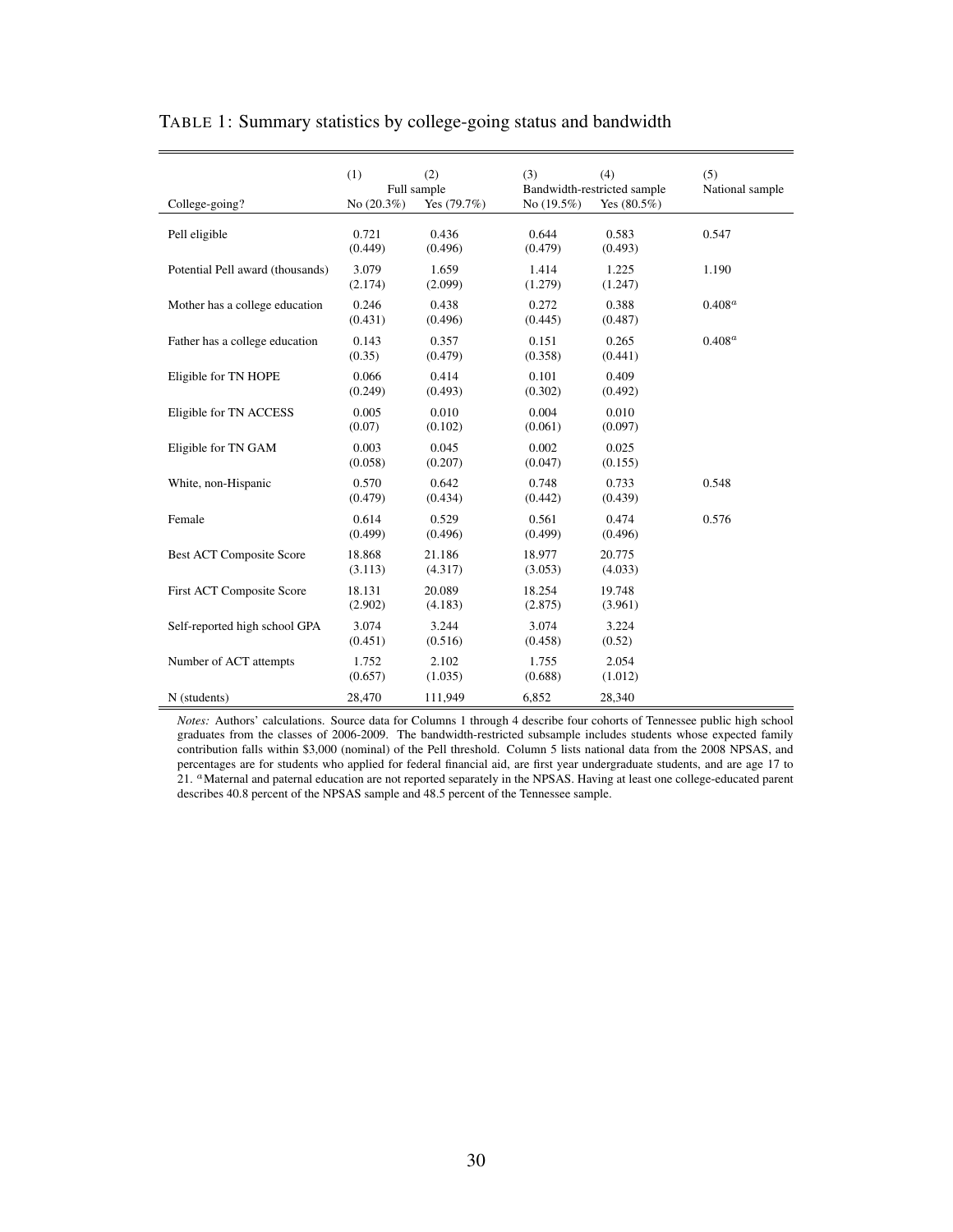TABLE 1: Summary statistics by college-going status and bandwidth

| | (1) | (2) | (3) | (4) | (5) |
|---|---|---|---|---|---|
| | Full sample | | Bandwidth-restricted sample | | National sample |
| College-going? | No (20.3%) | Yes (79.7%) | No (19.5%) | Yes (80.5%) | |
| Pell eligible | 0.721 | 0.436 | 0.644 | 0.583 | 0.547 |
| | (0.449) | (0.496) | (0.479) | (0.493) | |
| Potential Pell award (thousands) | 3.079 | 1.659 | 1.414 | 1.225 | 1.190 |
| | (2.174) | (2.099) | (1.279) | (1.247) | |
| Mother has a college education | 0.246 | 0.438 | 0.272 | 0.388 | $0.408^a$ |
| | (0.431) | (0.496) | (0.445) | (0.487) | |
| Father has a college education | 0.143 | 0.357 | 0.151 | 0.265 | $0.408^a$ |
| | (0.35) | (0.479) | (0.358) | (0.441) | |
| Eligible for TN HOPE | 0.066 | 0.414 | 0.101 | 0.409 | |
| | (0.249) | (0.493) | (0.302) | (0.492) | |
| Eligible for TN ACCESS | 0.005 | 0.010 | 0.004 | 0.010 | |
| | (0.07) | (0.102) | (0.061) | (0.097) | |
| Eligible for TN GAM | 0.003 | 0.045 | 0.002 | 0.025 | |
| | (0.058) | (0.207) | (0.047) | (0.155) | |
| White, non-Hispanic | 0.570 | 0.642 | 0.748 | 0.733 | 0.548 |
| | (0.479) | (0.434) | (0.442) | (0.439) | |
| Female | 0.614 | 0.529 | 0.561 | 0.474 | 0.576 |
| | (0.499) | (0.496) | (0.499) | (0.496) | |
| Best ACT Composite Score | 18.868 | 21.186 | 18.977 | 20.775 | |
| | (3.113) | (4.317) | (3.053) | (4.033) | |
| First ACT Composite Score | 18.131 | 20.089 | 18.254 | 19.748 | |
| | (2.902) | (4.183) | (2.875) | (3.961) | |
| Self-reported high school GPA | 3.074 | 3.244 | 3.074 | 3.224 | |
| | (0.451) | (0.516) | (0.458) | (0.52) | |
| Number of ACT attempts | 1.752 | 2.102 | 1.755 | 2.054 | |
| | (0.657) | (1.035) | (0.688) | (1.012) | |
| N (students) | 28,470 | 111,949 | 6,852 | 28,340 | |

*Notes:* Authors' calculations. Source data for Columns 1 through 4 describe four cohorts of Tennessee public high school graduates from the classes of 2006-2009. The bandwidth-restricted subsample includes students whose expected family contribution falls within \$3,000 (nominal) of the Pell threshold. Column 5 lists national data from the 2008 NPSAS, and percentages are for students who applied for federal financial aid, are first year undergraduate students, and are age 17 to 21. [a]Maternal and paternal education are not reported separately in the NPSAS. Having at least one college-educated parent describes 40.8 percent of the NPSAS sample and 48.5 percent of the Tennessee sample.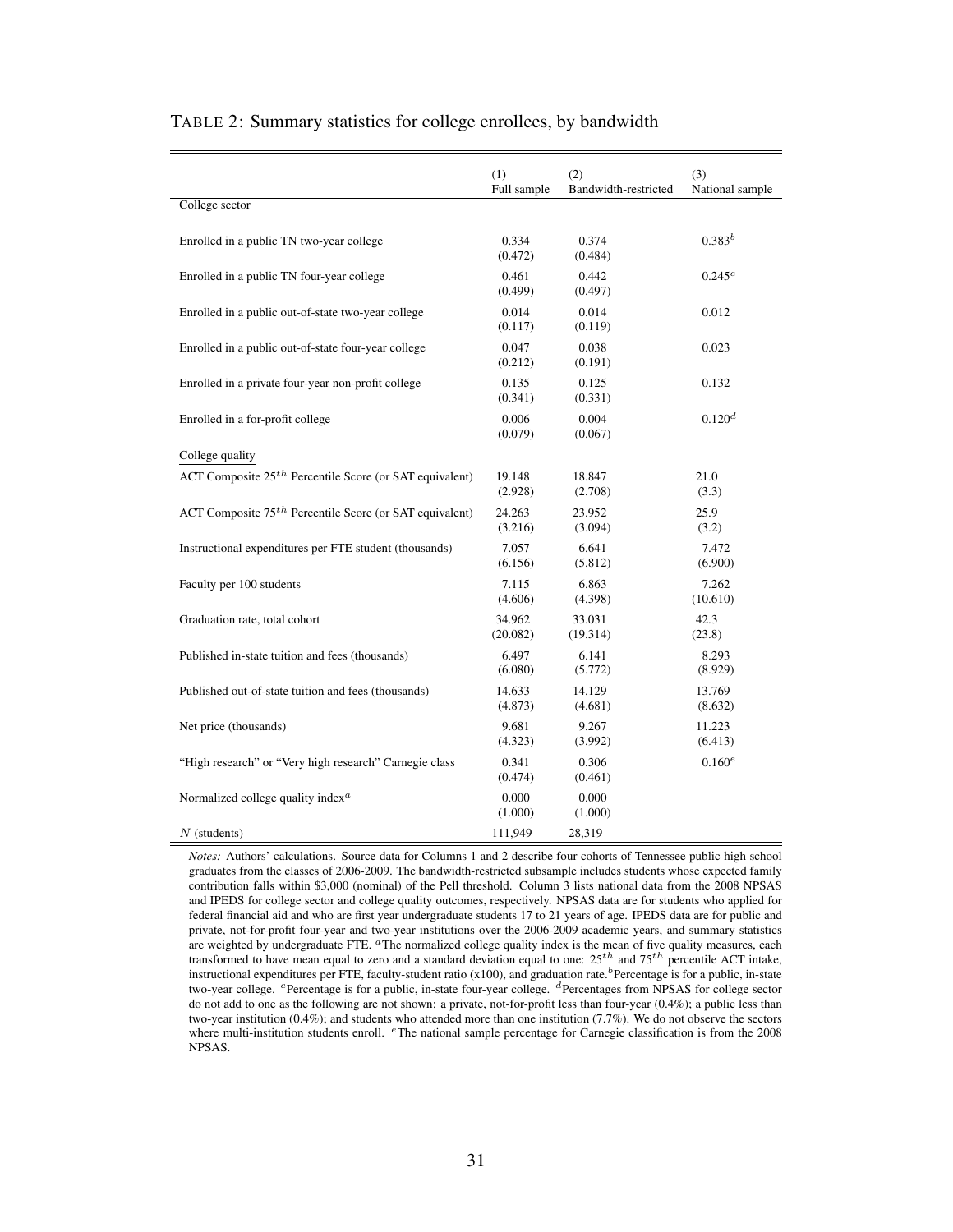TABLE 2: Summary statistics for college enrollees, by bandwidth

| | (1) Full sample | (2) Bandwidth-restricted | (3) National sample |
|---|---|---|---|
| College sector | | | |
| Enrolled in a public TN two-year college | 0.334 | 0.374 | 0.383[b] |
| | (0.472) | (0.484) | |
| Enrolled in a public TN four-year college | 0.461 | 0.442 | 0.245[c] |
| | (0.499) | (0.497) | |
| Enrolled in a public out-of-state two-year college | 0.014 | 0.014 | 0.012 |
| | (0.117) | (0.119) | |
| Enrolled in a public out-of-state four-year college | 0.047 | 0.038 | 0.023 |
| | (0.212) | (0.191) | |
| Enrolled in a private four-year non-profit college | 0.135 | 0.125 | 0.132 |
| | (0.341) | (0.331) | |
| Enrolled in a for-profit college | 0.006 | 0.004 | 0.120[d] |
| | (0.079) | (0.067) | |
| College quality | | | |
| ACT Composite $25^{th}$ Percentile Score (or SAT equivalent) | 19.148 | 18.847 | 21.0 |
| | (2.928) | (2.708) | (3.3) |
| ACT Composite $75^{th}$ Percentile Score (or SAT equivalent) | 24.263 | 23.952 | 25.9 |
| | (3.216) | (3.094) | (3.2) |
| Instructional expenditures per FTE student (thousands) | 7.057 | 6.641 | 7.472 |
| | (6.156) | (5.812) | (6.900) |
| Faculty per 100 students | 7.115 | 6.863 | 7.262 |
| | (4.606) | (4.398) | (10.610) |
| Graduation rate, total cohort | 34.962 | 33.031 | 42.3 |
| | (20.082) | (19.314) | (23.8) |
| Published in-state tuition and fees (thousands) | 6.497 | 6.141 | 8.293 |
| | (6.080) | (5.772) | (8.929) |
| Published out-of-state tuition and fees (thousands) | 14.633 | 14.129 | 13.769 |
| | (4.873) | (4.681) | (8.632) |
| Net price (thousands) | 9.681 | 9.267 | 11.223 |
| | (4.323) | (3.992) | (6.413) |
| "High research" or "Very high research" Carnegie class | 0.341 | 0.306 | 0.160[e] |
| | (0.474) | (0.461) | |
| Normalized college quality index[a] | 0.000 | 0.000 | |
| | (1.000) | (1.000) | |
| $N$ (students) | 111,949 | 28,319 | |

*Notes:* Authors' calculations. Source data for Columns 1 and 2 describe four cohorts of Tennessee public high school graduates from the classes of 2006-2009. The bandwidth-restricted subsample includes students whose expected family contribution falls within \$3,000 (nominal) of the Pell threshold. Column 3 lists national data from the 2008 NPSAS and IPEDS for college sector and college quality outcomes, respectively. NPSAS data are for students who applied for federal financial aid and who are first year undergraduate students 17 to 21 years of age. IPEDS data are for public and private, not-for-profit four-year and two-year institutions over the 2006-2009 academic years, and summary statistics are weighted by undergraduate FTE. [a]The normalized college quality index is the mean of five quality measures, each transformed to have mean equal to zero and a standard deviation equal to one: $25^{th}$ and $75^{th}$ percentile ACT intake, instructional expenditures per FTE, faculty-student ratio (x100), and graduation rate.[b]Percentage is for a public, in-state two-year college. [c]Percentage is for a public, in-state four-year college. [d]Percentages from NPSAS for college sector do not add to one as the following are not shown: a private, not-for-profit less than four-year (0.4%); a public less than two-year institution (0.4%); and students who attended more than one institution (7.7%). We do not observe the sectors where multi-institution students enroll. [e]The national sample percentage for Carnegie classification is from the 2008 NPSAS.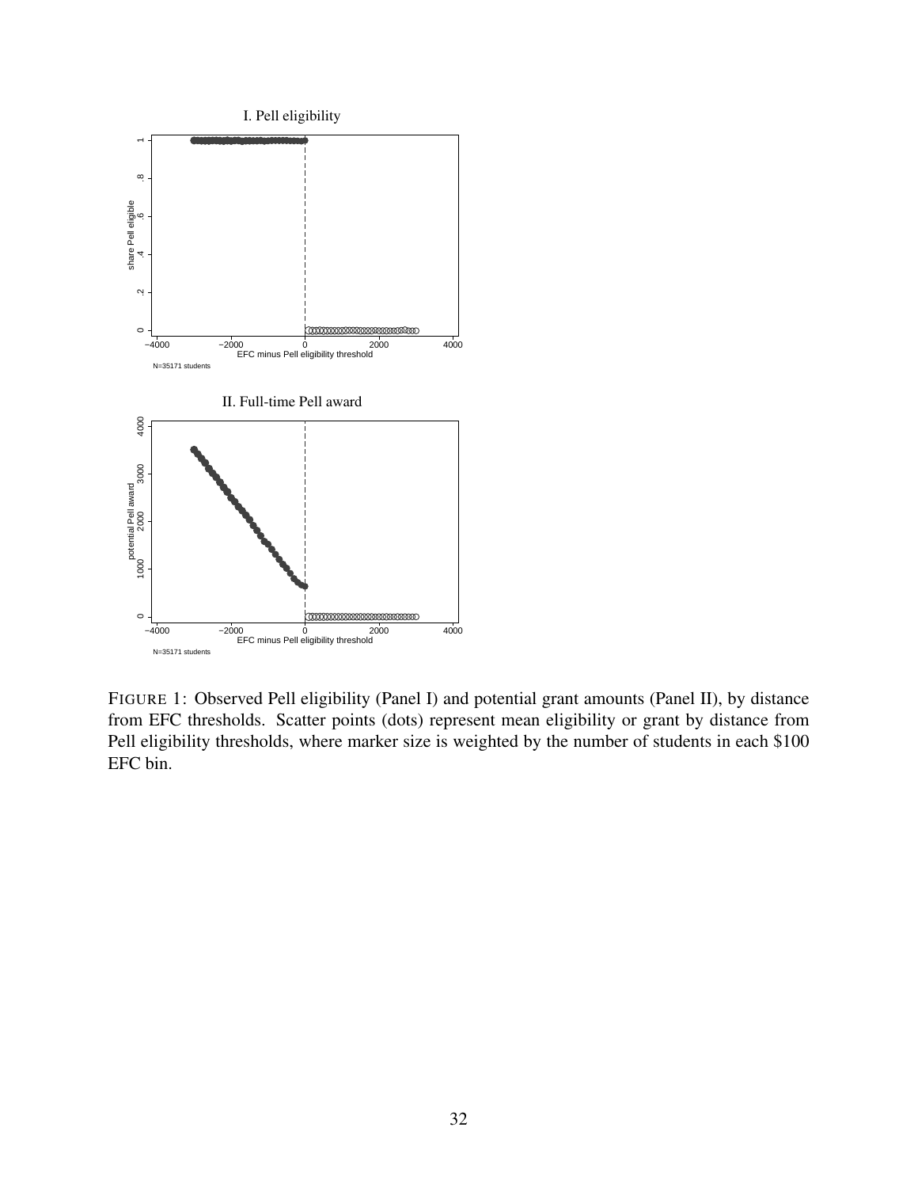FIGURE 1: Observed Pell eligibility (Panel I) and potential grant amounts (Panel II), by distance from EFC thresholds. Scatter points (dots) represent mean eligibility or grant by distance from Pell eligibility thresholds, where marker size is weighted by the number of students in each \$100 EFC bin.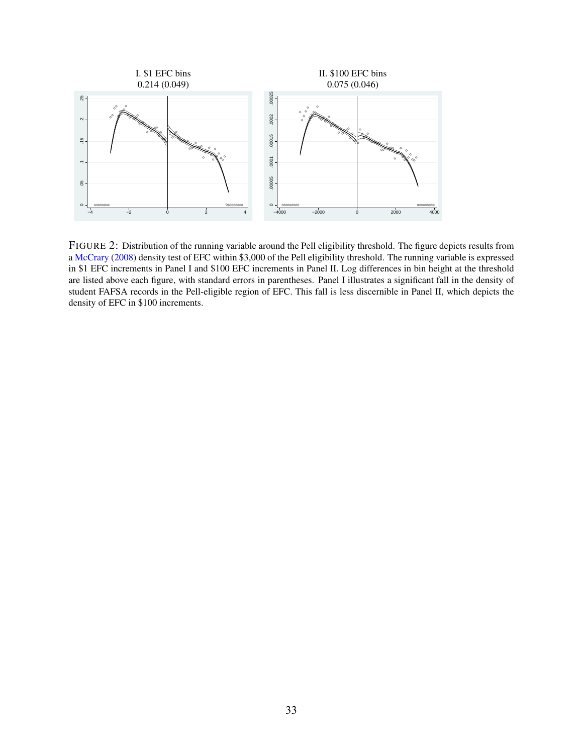I. $1 EFC bins
0.214 (0.049)

II. $100 EFC bins
0.075 (0.046)

FIGURE 2: Distribution of the running variable around the Pell eligibility threshold. The figure depicts results from a McCrary (2008) density test of EFC within $3,000 of the Pell eligibility threshold. The running variable is expressed in $1 EFC increments in Panel I and $100 EFC increments in Panel II. Log differences in bin height at the threshold are listed above each figure, with standard errors in parentheses. Panel I illustrates a significant fall in the density of student FAFSA records in the Pell-eligible region of EFC. This fall is less discernible in Panel II, which depicts the density of EFC in $100 increments.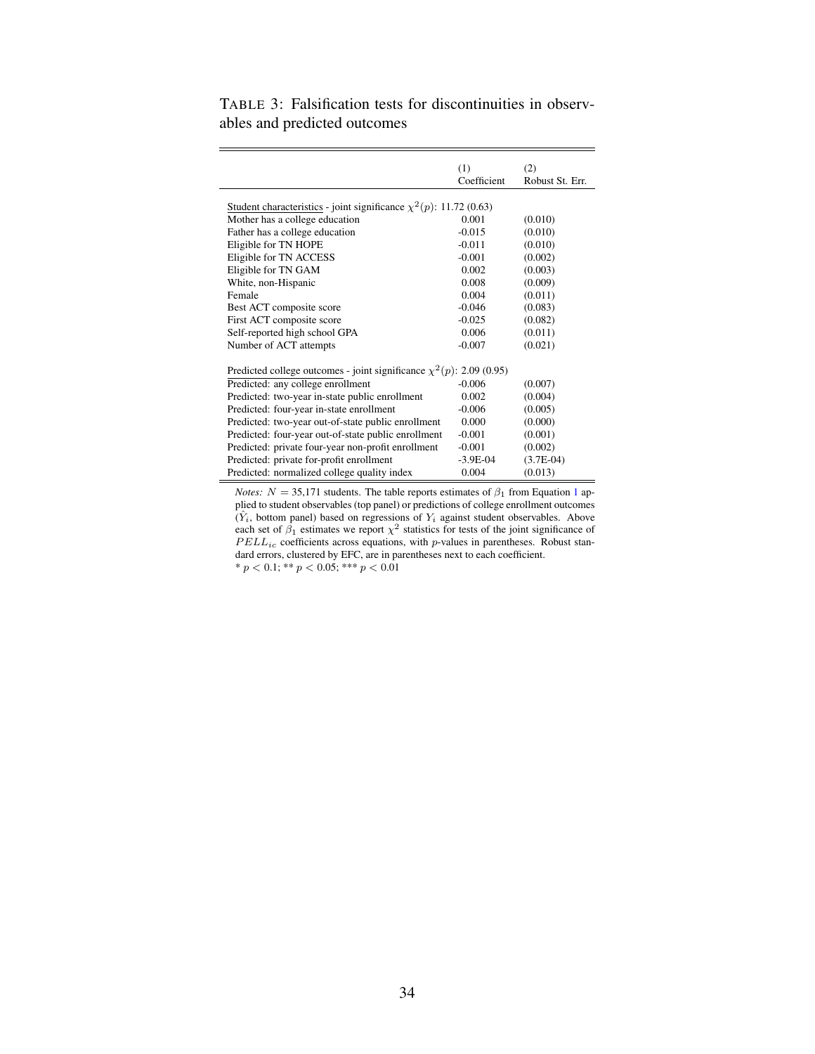TABLE 3: Falsification tests for discontinuities in observables and predicted outcomes

| | (1) Coefficient | (2) Robust St. Err. |
|---|---|---|
| Student characteristics - joint significance $\chi^2(p)$: 11.72 (0.63) | | |
| Mother has a college education | 0.001 | (0.010) |
| Father has a college education | -0.015 | (0.010) |
| Eligible for TN HOPE | -0.011 | (0.010) |
| Eligible for TN ACCESS | -0.001 | (0.002) |
| Eligible for TN GAM | 0.002 | (0.003) |
| White, non-Hispanic | 0.008 | (0.009) |
| Female | 0.004 | (0.011) |
| Best ACT composite score | -0.046 | (0.083) |
| First ACT composite score | -0.025 | (0.082) |
| Self-reported high school GPA | 0.006 | (0.011) |
| Number of ACT attempts | -0.007 | (0.021) |
| Predicted college outcomes - joint significance $\chi^2(p)$: 2.09 (0.95) | | |
| Predicted: any college enrollment | -0.006 | (0.007) |
| Predicted: two-year in-state public enrollment | 0.002 | (0.004) |
| Predicted: four-year in-state enrollment | -0.006 | (0.005) |
| Predicted: two-year out-of-state public enrollment | 0.000 | (0.000) |
| Predicted: four-year out-of-state public enrollment | -0.001 | (0.001) |
| Predicted: private four-year non-profit enrollment | -0.001 | (0.002) |
| Predicted: private for-profit enrollment | -3.9E-04 | (3.7E-04) |
| Predicted: normalized college quality index | 0.004 | (0.013) |

*Notes:* $N =$ 35,171 students. The table reports estimates of $\beta_1$ from Equation 1 applied to student observables (top panel) or predictions of college enrollment outcomes ($\hat{Y}_i$, bottom panel) based on regressions of $Y_i$ against student observables. Above each set of $\beta_1$ estimates we report $\chi^2$ statistics for tests of the joint significance of $PELL_{ic}$ coefficients across equations, with $p$-values in parentheses. Robust standard errors, clustered by EFC, are in parentheses next to each coefficient.
\* $p < 0.1$; \*\* $p < 0.05$; \*\*\* $p < 0.01$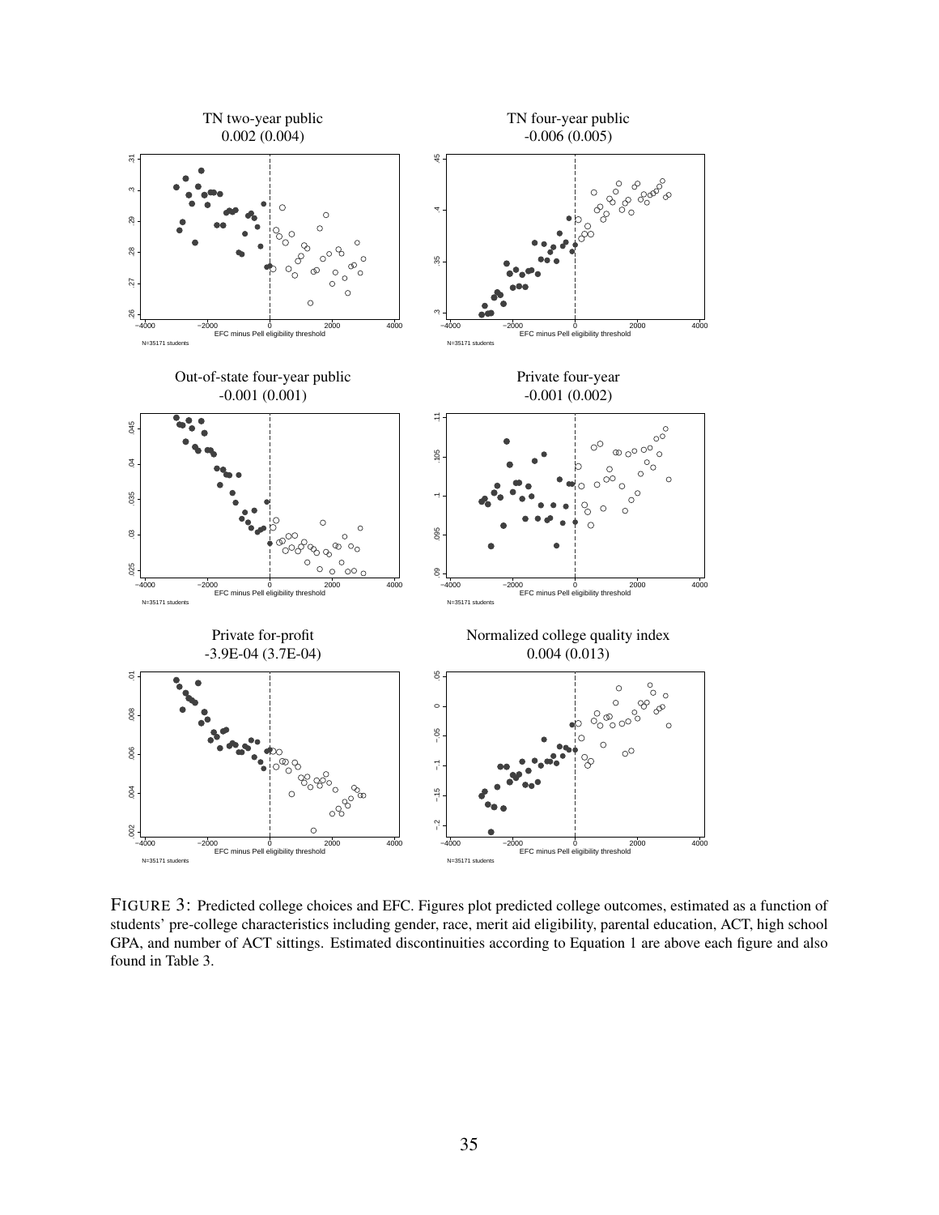FIGURE 3: Predicted college choices and EFC. Figures plot predicted college outcomes, estimated as a function of students' pre-college characteristics including gender, race, merit aid eligibility, parental education, ACT, high school GPA, and number of ACT sittings. Estimated discontinuities according to Equation 1 are above each figure and also found in Table 3.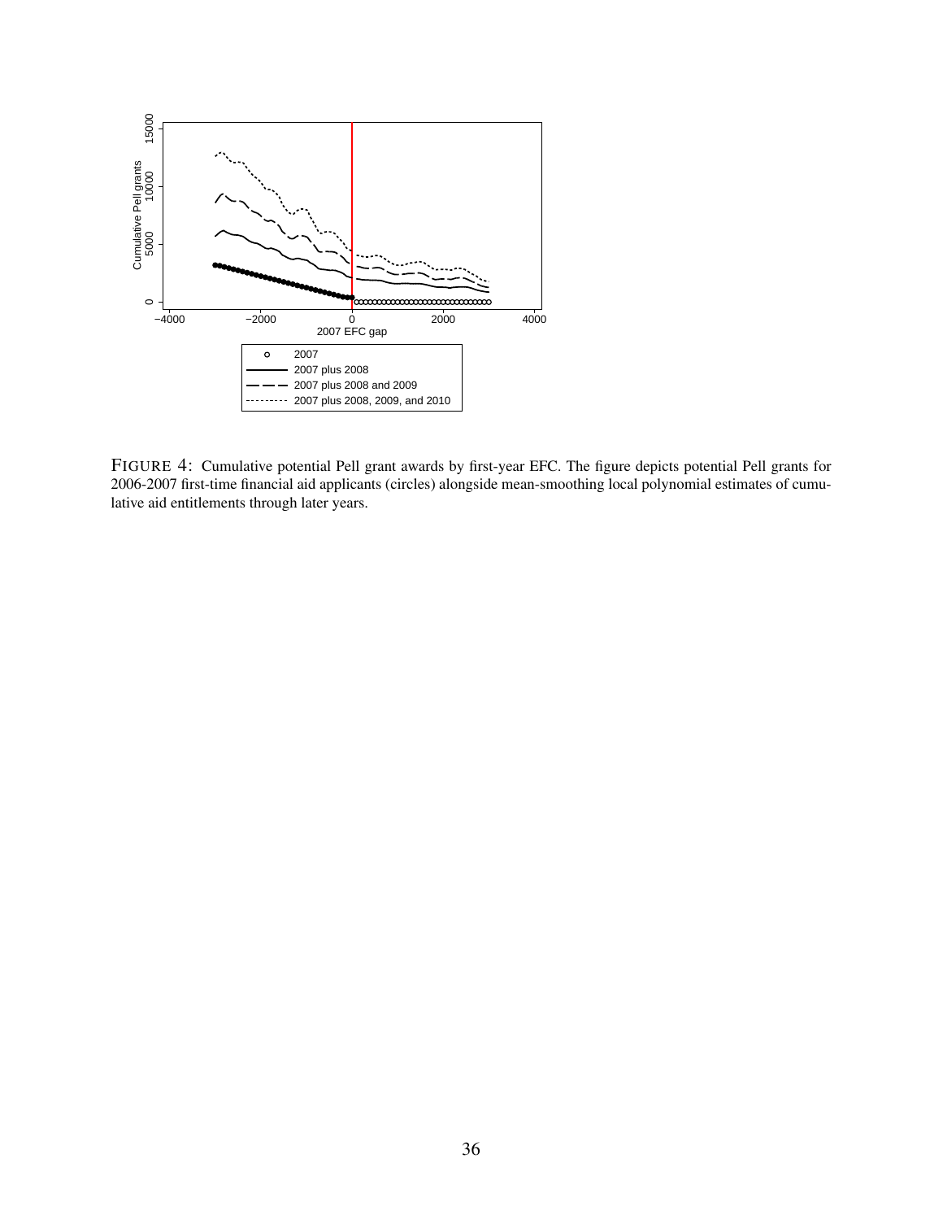FIGURE 4: Cumulative potential Pell grant awards by first-year EFC. The figure depicts potential Pell grants for 2006-2007 first-time financial aid applicants (circles) alongside mean-smoothing local polynomial estimates of cumulative aid entitlements through later years.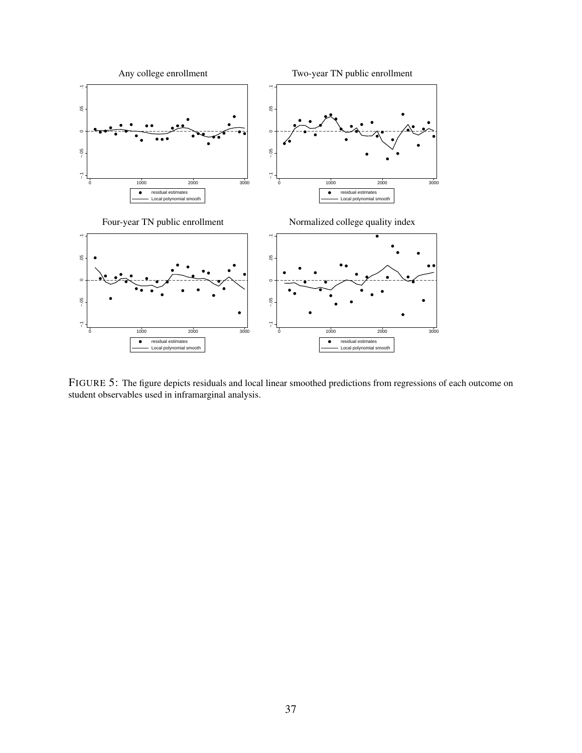FIGURE 5: The figure depicts residuals and local linear smoothed predictions from regressions of each outcome on student observables used in inframarginal analysis.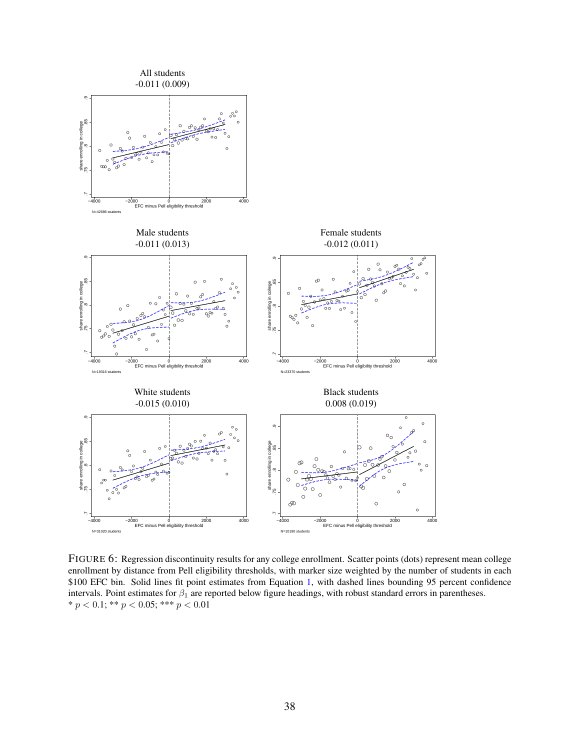All students
-0.011 (0.009)

N=42686 students

Male students
-0.011 (0.013)

N=19316 students

Female students
-0.012 (0.011)

N=23370 students

White students
-0.015 (0.010)

N=31020 students

Black students
0.008 (0.019)

N=10190 students

FIGURE 6: Regression discontinuity results for any college enrollment. Scatter points (dots) represent mean college enrollment by distance from Pell eligibility thresholds, with marker size weighted by the number of students in each \$100 EFC bin. Solid lines fit point estimates from Equation 1, with dashed lines bounding 95 percent confidence intervals. Point estimates for $\beta_1$ are reported below figure headings, with robust standard errors in parentheses.
* $p < 0.1$; ** $p < 0.05$; *** $p < 0.01$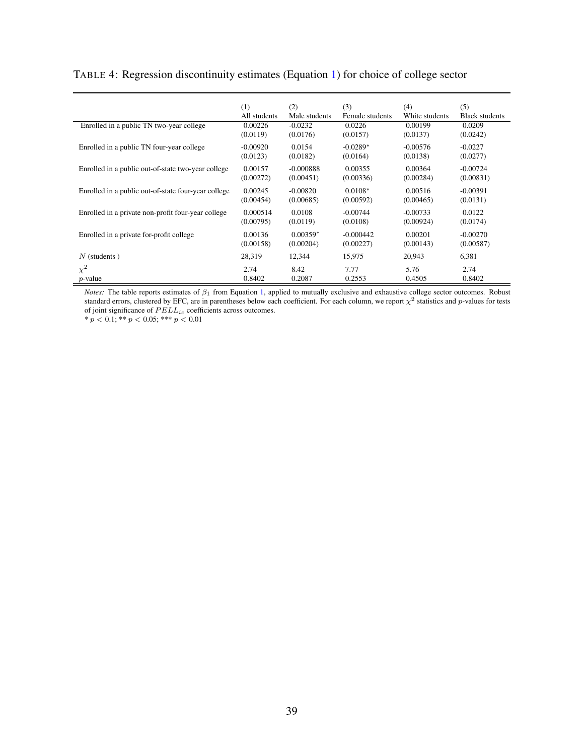TABLE 4: Regression discontinuity estimates (Equation 1) for choice of college sector

| | (1)<br>All students | (2)<br>Male students | (3)<br>Female students | (4)<br>White students | (5)<br>Black students |
|---|---|---|---|---|---|
| Enrolled in a public TN two-year college | 0.00226<br>(0.0119) | -0.0232<br>(0.0176) | 0.0226<br>(0.0157) | 0.00199<br>(0.0137) | 0.0209<br>(0.0242) |
| Enrolled in a public TN four-year college | -0.00920<br>(0.0123) | 0.0154<br>(0.0182) | -0.0289*<br>(0.0164) | -0.00576<br>(0.0138) | -0.0227<br>(0.0277) |
| Enrolled in a public out-of-state two-year college | 0.00157<br>(0.00272) | -0.000888<br>(0.00451) | 0.00355<br>(0.00336) | 0.00364<br>(0.00284) | -0.00724<br>(0.00831) |
| Enrolled in a public out-of-state four-year college | 0.00245<br>(0.00454) | -0.00820<br>(0.00685) | 0.0108*<br>(0.00592) | 0.00516<br>(0.00465) | -0.00391<br>(0.0131) |
| Enrolled in a private non-profit four-year college | 0.000514<br>(0.00795) | 0.0108<br>(0.0119) | -0.00744<br>(0.0108) | -0.00733<br>(0.00924) | 0.0122<br>(0.0174) |
| Enrolled in a private for-profit college | 0.00136<br>(0.00158) | 0.00359*<br>(0.00204) | -0.000442<br>(0.00227) | 0.00201<br>(0.00143) | -0.00270<br>(0.00587) |
| $N$ (students ) | 28,319 | 12,344 | 15,975 | 20,943 | 6,381 |
| $\chi^2$ | 2.74 | 8.42 | 7.77 | 5.76 | 2.74 |
| $p$-value | 0.8402 | 0.2087 | 0.2553 | 0.4505 | 0.8402 |

*Notes:* The table reports estimates of $\beta_1$ from Equation 1, applied to mutually exclusive and exhaustive college sector outcomes. Robust standard errors, clustered by EFC, are in parentheses below each coefficient. For each column, we report $\chi^2$ statistics and $p$-values for tests of joint significance of $PELL_{ic}$ coefficients across outcomes.

* $p < 0.1$; ** $p < 0.05$; *** $p < 0.01$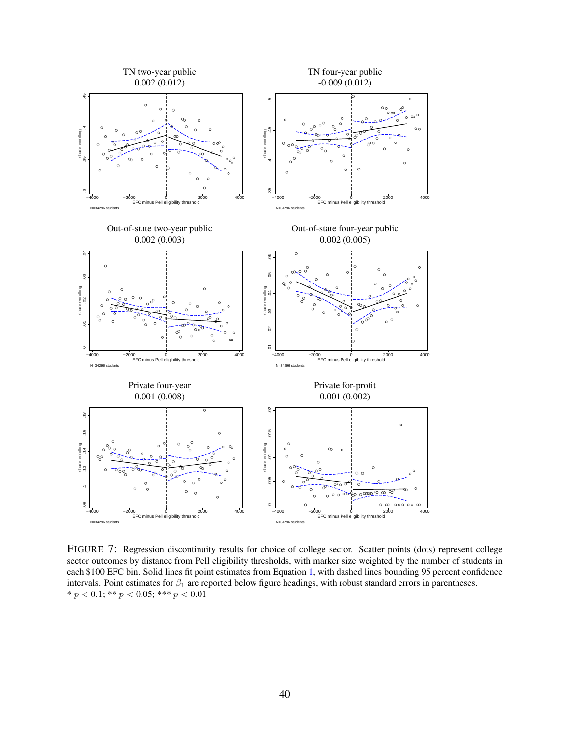TN two-year public
0.002 (0.012)

TN four-year public
-0.009 (0.012)

Out-of-state two-year public
0.002 (0.003)

Out-of-state four-year public
0.002 (0.005)

Private four-year
0.001 (0.008)

Private for-profit
0.001 (0.002)

FIGURE 7: Regression discontinuity results for choice of college sector. Scatter points (dots) represent college sector outcomes by distance from Pell eligibility thresholds, with marker size weighted by the number of students in each $100 EFC bin. Solid lines fit point estimates from Equation 1, with dashed lines bounding 95 percent confidence intervals. Point estimates for $\beta_1$ are reported below figure headings, with robust standard errors in parentheses.
* $p < 0.1$; ** $p < 0.05$; *** $p < 0.01$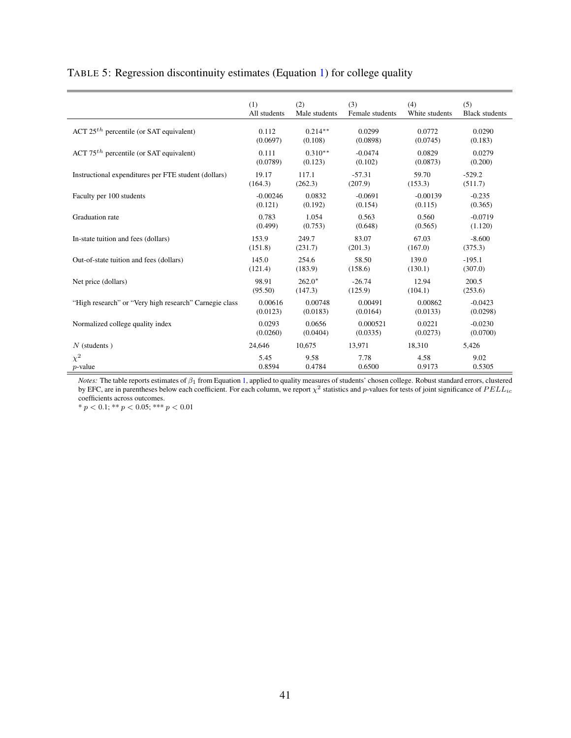TABLE 5: Regression discontinuity estimates (Equation 1) for college quality

| | (1) All students | (2) Male students | (3) Female students | (4) White students | (5) Black students |
|---|---|---|---|---|---|
| ACT $25^{th}$ percentile (or SAT equivalent) | 0.112 | 0.214** | 0.0299 | 0.0772 | 0.0290 |
| | (0.0697) | (0.108) | (0.0898) | (0.0745) | (0.183) |
| ACT $75^{th}$ percentile (or SAT equivalent) | 0.111 | 0.310** | -0.0474 | 0.0829 | 0.0279 |
| | (0.0789) | (0.123) | (0.102) | (0.0873) | (0.200) |
| Instructional expenditures per FTE student (dollars) | 19.17 | 117.1 | -57.31 | 59.70 | -529.2 |
| | (164.3) | (262.3) | (207.9) | (153.3) | (511.7) |
| Faculty per 100 students | -0.00246 | 0.0832 | -0.0691 | -0.00139 | -0.235 |
| | (0.121) | (0.192) | (0.154) | (0.115) | (0.365) |
| Graduation rate | 0.783 | 1.054 | 0.563 | 0.560 | -0.0719 |
| | (0.499) | (0.753) | (0.648) | (0.565) | (1.120) |
| In-state tuition and fees (dollars) | 153.9 | 249.7 | 83.07 | 67.03 | -8.600 |
| | (151.8) | (231.7) | (201.3) | (167.0) | (375.3) |
| Out-of-state tuition and fees (dollars) | 145.0 | 254.6 | 58.50 | 139.0 | -195.1 |
| | (121.4) | (183.9) | (158.6) | (130.1) | (307.0) |
| Net price (dollars) | 98.91 | 262.0* | -26.74 | 12.94 | 200.5 |
| | (95.50) | (147.3) | (125.9) | (104.1) | (253.6) |
| "High research" or "Very high research" Carnegie class | 0.00616 | 0.00748 | 0.00491 | 0.00862 | -0.0423 |
| | (0.0123) | (0.0183) | (0.0164) | (0.0133) | (0.0298) |
| Normalized college quality index | 0.0293 | 0.0656 | 0.000521 | 0.0221 | -0.0230 |
| | (0.0260) | (0.0404) | (0.0335) | (0.0273) | (0.0700) |
| $N$ (students ) | 24,646 | 10,675 | 13,971 | 18,310 | 5,426 |
| $\chi^2$ | 5.45 | 9.58 | 7.78 | 4.58 | 9.02 |
| $p$-value | 0.8594 | 0.4784 | 0.6500 | 0.9173 | 0.5305 |

*Notes:* The table reports estimates of $\beta_1$ from Equation 1, applied to quality measures of students' chosen college. Robust standard errors, clustered by EFC, are in parentheses below each coefficient. For each column, we report $\chi^2$ statistics and $p$-values for tests of joint significance of $PELL_{ic}$ coefficients across outcomes.
* $p < 0.1$; ** $p < 0.05$; *** $p < 0.01$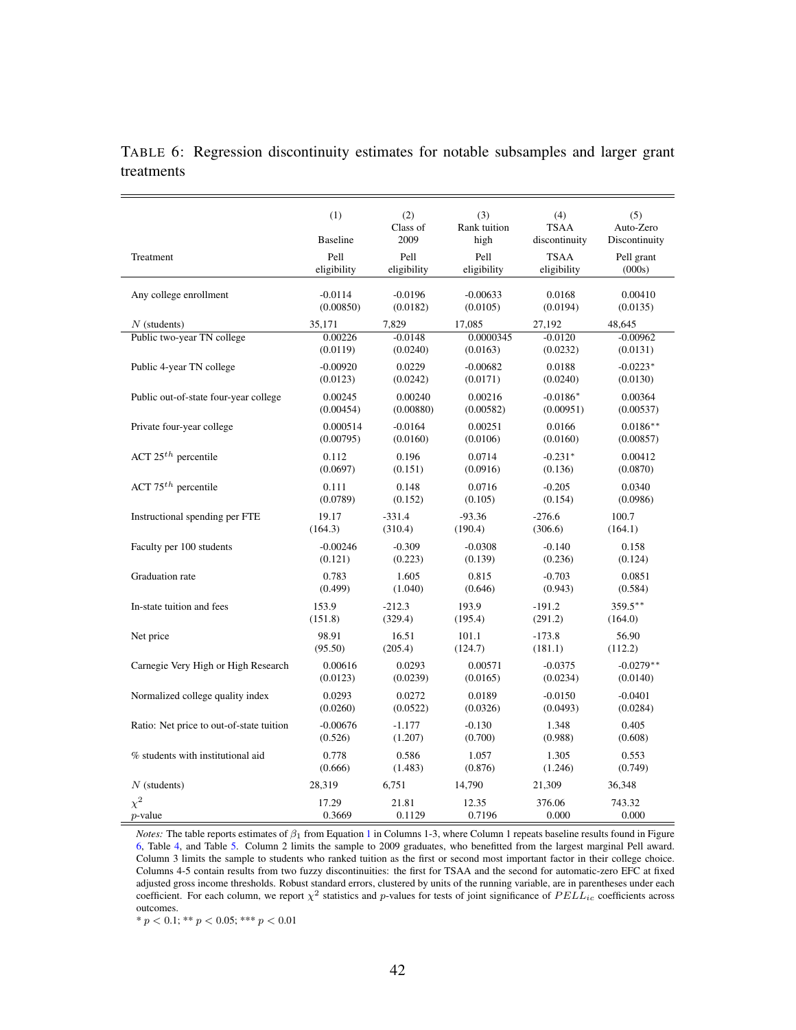TABLE 6: Regression discontinuity estimates for notable subsamples and larger grant treatments

| | (1) Baseline | (2) Class of 2009 | (3) Rank tuition high | (4) TSAA discontinuity | (5) Auto-Zero Discontinuity |
|---|---|---|---|---|---|
| Treatment | Pell eligibility | Pell eligibility | Pell eligibility | TSAA eligibility | Pell grant (000s) |
| Any college enrollment | -0.0114 | -0.0196 | -0.00633 | 0.0168 | 0.00410 |
| | (0.00850) | (0.0182) | (0.0105) | (0.0194) | (0.0135) |
| $N$ (students) | 35,171 | 7,829 | 17,085 | 27,192 | 48,645 |
| Public two-year TN college | 0.00226 | -0.0148 | 0.0000345 | -0.0120 | -0.00962 |
| | (0.0119) | (0.0240) | (0.0163) | (0.0232) | (0.0131) |
| Public 4-year TN college | -0.00920 | 0.0229 | -0.00682 | 0.0188 | -0.0223* |
| | (0.0123) | (0.0242) | (0.0171) | (0.0240) | (0.0130) |
| Public out-of-state four-year college | 0.00245 | 0.00240 | 0.00216 | -0.0186* | 0.00364 |
| | (0.00454) | (0.00880) | (0.00582) | (0.00951) | (0.00537) |
| Private four-year college | 0.000514 | -0.0164 | 0.00251 | 0.0166 | 0.0186** |
| | (0.00795) | (0.0160) | (0.0106) | (0.0160) | (0.00857) |
| ACT $25^{th}$ percentile | 0.112 | 0.196 | 0.0714 | -0.231* | 0.00412 |
| | (0.0697) | (0.151) | (0.0916) | (0.136) | (0.0870) |
| ACT $75^{th}$ percentile | 0.111 | 0.148 | 0.0716 | -0.205 | 0.0340 |
| | (0.0789) | (0.152) | (0.105) | (0.154) | (0.0986) |
| Instructional spending per FTE | 19.17 | -331.4 | -93.36 | -276.6 | 100.7 |
| | (164.3) | (310.4) | (190.4) | (306.6) | (164.1) |
| Faculty per 100 students | -0.00246 | -0.309 | -0.0308 | -0.140 | 0.158 |
| | (0.121) | (0.223) | (0.139) | (0.236) | (0.124) |
| Graduation rate | 0.783 | 1.605 | 0.815 | -0.703 | 0.0851 |
| | (0.499) | (1.040) | (0.646) | (0.943) | (0.584) |
| In-state tuition and fees | 153.9 | -212.3 | 193.9 | -191.2 | 359.5** |
| | (151.8) | (329.4) | (195.4) | (291.2) | (164.0) |
| Net price | 98.91 | 16.51 | 101.1 | -173.8 | 56.90 |
| | (95.50) | (205.4) | (124.7) | (181.1) | (112.2) |
| Carnegie Very High or High Research | 0.00616 | 0.0293 | 0.00571 | -0.0375 | -0.0279** |
| | (0.0123) | (0.0239) | (0.0165) | (0.0234) | (0.0140) |
| Normalized college quality index | 0.0293 | 0.0272 | 0.0189 | -0.0150 | -0.0401 |
| | (0.0260) | (0.0522) | (0.0326) | (0.0493) | (0.0284) |
| Ratio: Net price to out-of-state tuition | -0.00676 | -1.177 | -0.130 | 1.348 | 0.405 |
| | (0.526) | (1.207) | (0.700) | (0.988) | (0.608) |
| % students with institutional aid | 0.778 | 0.586 | 1.057 | 1.305 | 0.553 |
| | (0.666) | (1.483) | (0.876) | (1.246) | (0.749) |
| $N$ (students) | 28,319 | 6,751 | 14,790 | 21,309 | 36,348 |
| $\chi^2$ | 17.29 | 21.81 | 12.35 | 376.06 | 743.32 |
| $p$-value | 0.3669 | 0.1129 | 0.7196 | 0.000 | 0.000 |

*Notes:* The table reports estimates of $\beta_1$ from Equation 1 in Columns 1-3, where Column 1 repeats baseline results found in Figure 6, Table 4, and Table 5. Column 2 limits the sample to 2009 graduates, who benefitted from the largest marginal Pell award. Column 3 limits the sample to students who ranked tuition as the first or second most important factor in their college choice. Columns 4-5 contain results from two fuzzy discontinuities: the first for TSAA and the second for automatic-zero EFC at fixed adjusted gross income thresholds. Robust standard errors, clustered by units of the running variable, are in parentheses under each coefficient. For each column, we report $\chi^2$ statistics and $p$-values for tests of joint significance of $PELL_{ic}$ coefficients across outcomes.

* $p < 0.1$; ** $p < 0.05$; *** $p < 0.01$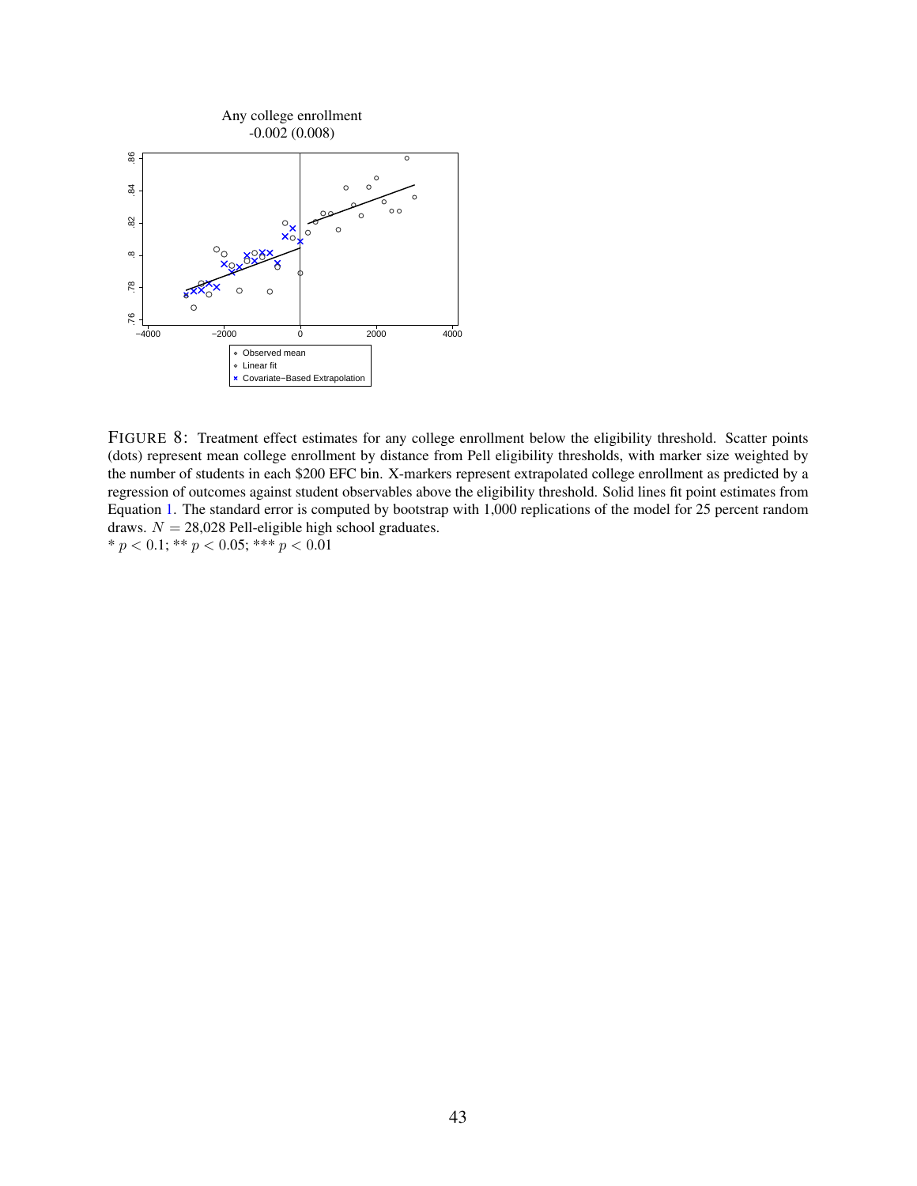Any college enrollment
-0.002 (0.008)

FIGURE 8: Treatment effect estimates for any college enrollment below the eligibility threshold. Scatter points (dots) represent mean college enrollment by distance from Pell eligibility thresholds, with marker size weighted by the number of students in each \$200 EFC bin. X-markers represent extrapolated college enrollment as predicted by a regression of outcomes against student observables above the eligibility threshold. Solid lines fit point estimates from Equation 1. The standard error is computed by bootstrap with 1,000 replications of the model for 25 percent random draws. $N = 28{,}028$ Pell-eligible high school graduates.
* $p < 0.1$; ** $p < 0.05$; *** $p < 0.01$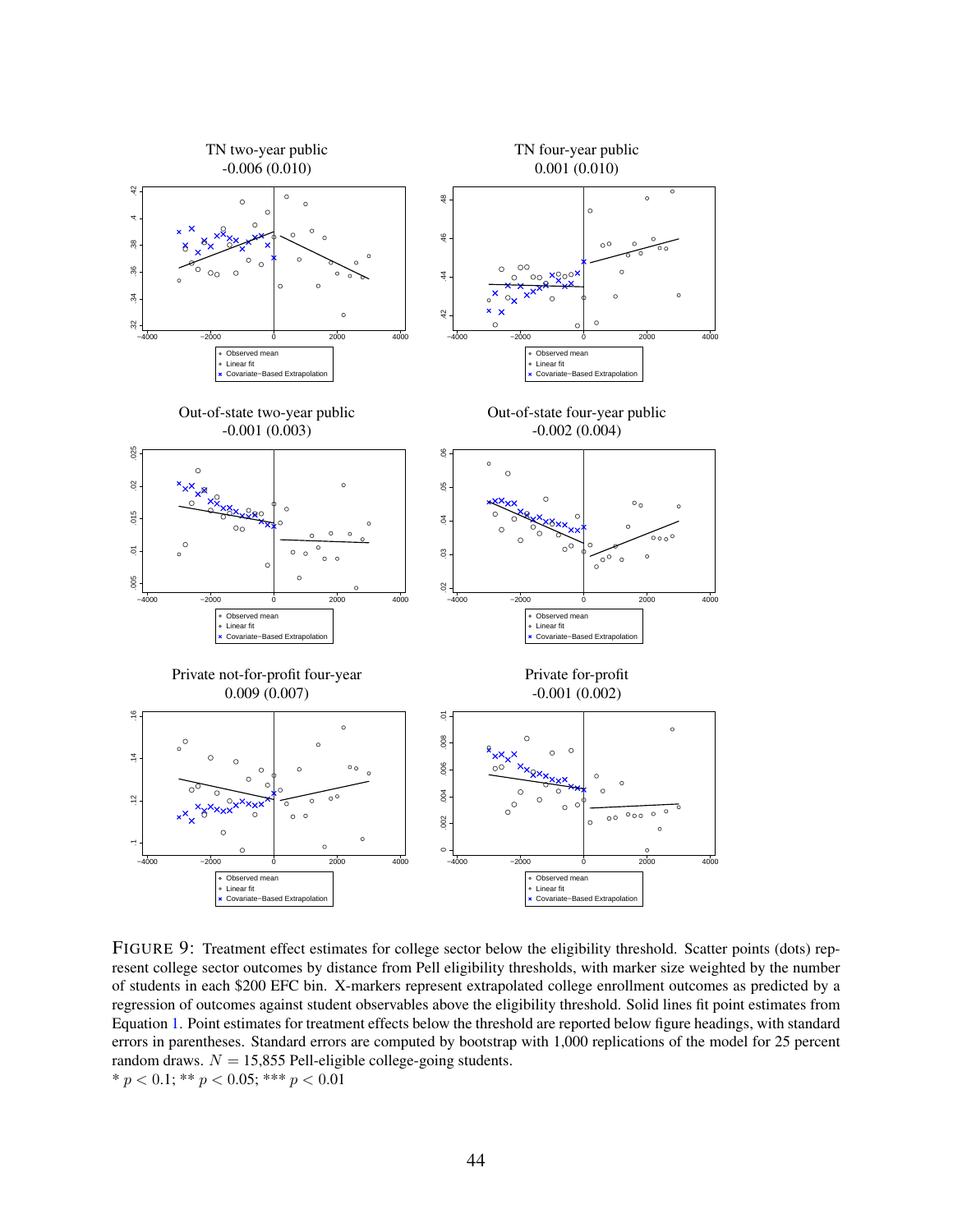TN two-year public
-0.006 (0.010)

TN four-year public
0.001 (0.010)

Out-of-state two-year public
-0.001 (0.003)

Out-of-state four-year public
-0.002 (0.004)

Private not-for-profit four-year
0.009 (0.007)

Private for-profit
-0.001 (0.002)

FIGURE 9: Treatment effect estimates for college sector below the eligibility threshold. Scatter points (dots) represent college sector outcomes by distance from Pell eligibility thresholds, with marker size weighted by the number of students in each \$200 EFC bin. X-markers represent extrapolated college enrollment outcomes as predicted by a regression of outcomes against student observables above the eligibility threshold. Solid lines fit point estimates from Equation 1. Point estimates for treatment effects below the threshold are reported below figure headings, with standard errors in parentheses. Standard errors are computed by bootstrap with 1,000 replications of the model for 25 percent random draws. $N = 15{,}855$ Pell-eligible college-going students.
* $p < 0.1$; ** $p < 0.05$; *** $p < 0.01$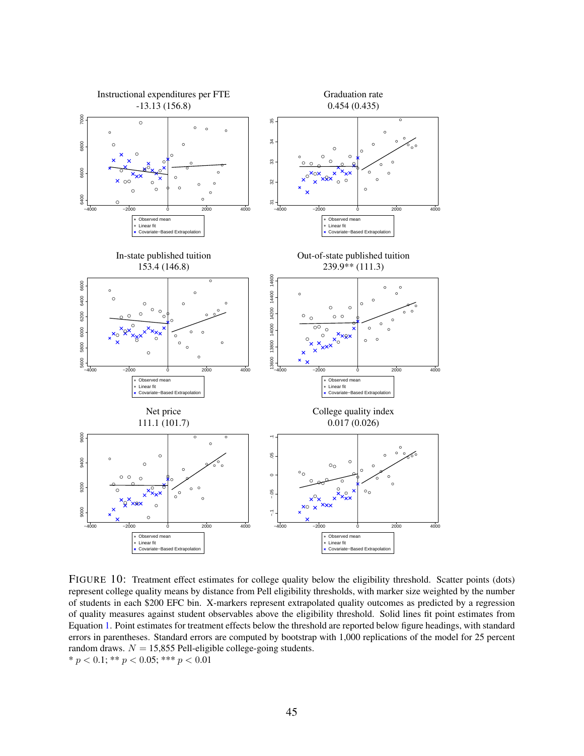Instructional expenditures per FTE
-13.13 (156.8)

7000
6800
6600
6400
−4000 −2000 0 2000 4000

Observed mean
Linear fit
Covariate−Based Extrapolation

Graduation rate
0.454 (0.435)

35
34
33
32
31
−4000 −2000 0 2000 4000

Observed mean
Linear fit
Covariate−Based Extrapolation

In-state published tuition
153.4 (146.8)

6600
6400
6200
6000
5800
5600
−4000 −2000 0 2000 4000

Observed mean
Linear fit
Covariate−Based Extrapolation

Out-of-state published tuition
239.9** (111.3)

14600
14400
14200
14000
13800
13600
−4000 −2000 0 2000 4000

Observed mean
Linear fit
Covariate−Based Extrapolation

Net price
111.1 (101.7)

9600
9400
9200
9000
−4000 −2000 0 2000 4000

Observed mean
Linear fit
Covariate−Based Extrapolation

College quality index
0.017 (0.026)

.1
.05
0
−.05
−.1
−4000 −2000 0 2000 4000

Observed mean
Linear fit
Covariate−Based Extrapolation

FIGURE 10: Treatment effect estimates for college quality below the eligibility threshold. Scatter points (dots) represent college quality means by distance from Pell eligibility thresholds, with marker size weighted by the number of students in each $200 EFC bin. X-markers represent extrapolated quality outcomes as predicted by a regression of quality measures against student observables above the eligibility threshold. Solid lines fit point estimates from Equation 1. Point estimates for treatment effects below the threshold are reported below figure headings, with standard errors in parentheses. Standard errors are computed by bootstrap with 1,000 replications of the model for 25 percent random draws. $N$ = 15,855 Pell-eligible college-going students.

* $p < 0.1$; ** $p < 0.05$; *** $p < 0.01$